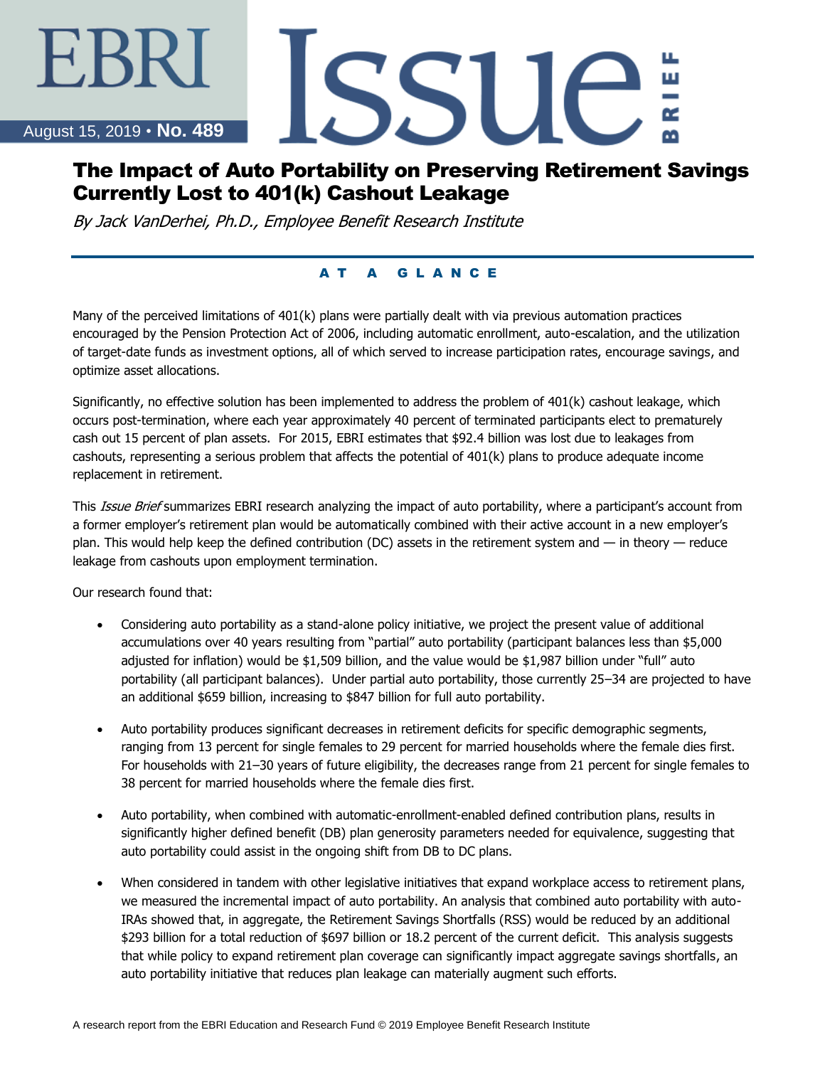EBRI Issue Brief

August 15, 2019 • **No. 489**

# The Impact of Auto Portability on Preserving Retirement Savings Currently Lost to 401(k) Cashout Leakage

*By Jack VanDerhei, Ph.D., Employee Benefit Research Institute*

## AT A GLANCE

Many of the perceived limitations of 401(k) plans were partially dealt with via previous automation practices encouraged by the Pension Protection Act of 2006, including automatic enrollment, auto-escalation, and the utilization of target-date funds as investment options, all of which served to increase participation rates, encourage savings, and optimize asset allocations.

Significantly, no effective solution has been implemented to address the problem of 401(k) cashout leakage, which occurs post-termination, where each year approximately 40 percent of terminated participants elect to prematurely cash out 15 percent of plan assets. For 2015, EBRI estimates that $92.4 billion was lost due to leakages from cashouts, representing a serious problem that affects the potential of 401(k) plans to produce adequate income replacement in retirement.

This *Issue Brief* summarizes EBRI research analyzing the impact of auto portability, where a participant's account from a former employer's retirement plan would be automatically combined with their active account in a new employer's plan. This would help keep the defined contribution (DC) assets in the retirement system and — in theory — reduce leakage from cashouts upon employment termination.

Our research found that:

- Considering auto portability as a stand-alone policy initiative, we project the present value of additional accumulations over 40 years resulting from "partial" auto portability (participant balances less than $5,000 adjusted for inflation) would be $1,509 billion, and the value would be $1,987 billion under "full" auto portability (all participant balances). Under partial auto portability, those currently 25–34 are projected to have an additional $659 billion, increasing to $847 billion for full auto portability.

- Auto portability produces significant decreases in retirement deficits for specific demographic segments, ranging from 13 percent for single females to 29 percent for married households where the female dies first. For households with 21–30 years of future eligibility, the decreases range from 21 percent for single females to 38 percent for married households where the female dies first.

- Auto portability, when combined with automatic-enrollment-enabled defined contribution plans, results in significantly higher defined benefit (DB) plan generosity parameters needed for equivalence, suggesting that auto portability could assist in the ongoing shift from DB to DC plans.

- When considered in tandem with other legislative initiatives that expand workplace access to retirement plans, we measured the incremental impact of auto portability. An analysis that combined auto portability with auto-IRAs showed that, in aggregate, the Retirement Savings Shortfalls (RSS) would be reduced by an additional $293 billion for a total reduction of $697 billion or 18.2 percent of the current deficit. This analysis suggests that while policy to expand retirement plan coverage can significantly impact aggregate savings shortfalls, an auto portability initiative that reduces plan leakage can materially augment such efforts.

A research report from the EBRI Education and Research Fund © 2019 Employee Benefit Research Institute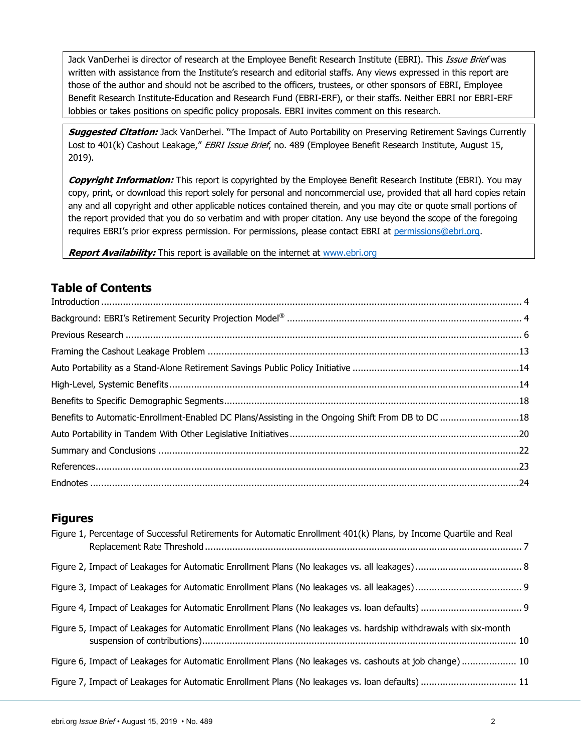Jack VanDerhei is director of research at the Employee Benefit Research Institute (EBRI). This *Issue Brief* was written with assistance from the Institute's research and editorial staffs. Any views expressed in this report are those of the author and should not be ascribed to the officers, trustees, or other sponsors of EBRI, Employee Benefit Research Institute-Education and Research Fund (EBRI-ERF), or their staffs. Neither EBRI nor EBRI-ERF lobbies or takes positions on specific policy proposals. EBRI invites comment on this research.

***Suggested Citation:*** Jack VanDerhei. "The Impact of Auto Portability on Preserving Retirement Savings Currently Lost to 401(k) Cashout Leakage," *EBRI Issue Brief*, no. 489 (Employee Benefit Research Institute, August 15, 2019).

***Copyright Information:*** This report is copyrighted by the Employee Benefit Research Institute (EBRI). You may copy, print, or download this report solely for personal and noncommercial use, provided that all hard copies retain any and all copyright and other applicable notices contained therein, and you may cite or quote small portions of the report provided that you do so verbatim and with proper citation. Any use beyond the scope of the foregoing requires EBRI's prior express permission. For permissions, please contact EBRI at permissions@ebri.org.

***Report Availability:*** This report is available on the internet at www.ebri.org

## Table of Contents

Introduction ........................................................................................................ 4
Background: EBRI's Retirement Security Projection Model® ........................................ 4
Previous Research ................................................................................................ 6
Framing the Cashout Leakage Problem ................................................................... 13
Auto Portability as a Stand-Alone Retirement Savings Public Policy Initiative .............. 14
High-Level, Systemic Benefits ................................................................................ 14
Benefits to Specific Demographic Segments ............................................................ 18
Benefits to Automatic-Enrollment-Enabled DC Plans/Assisting in the Ongoing Shift From DB to DC .............................. 18
Auto Portability in Tandem With Other Legislative Initiatives ..................................... 20
Summary and Conclusions ................................................................................... 22
References .......................................................................................................... 23
Endnotes ............................................................................................................ 24

## Figures

Figure 1, Percentage of Successful Retirements for Automatic Enrollment 401(k) Plans, by Income Quartile and Real Replacement Rate Threshold .................................................................................... 7

Figure 2, Impact of Leakages for Automatic Enrollment Plans (No leakages vs. all leakages) ....................................... 8

Figure 3, Impact of Leakages for Automatic Enrollment Plans (No leakages vs. all leakages) ....................................... 9

Figure 4, Impact of Leakages for Automatic Enrollment Plans (No leakages vs. loan defaults) ..................................... 9

Figure 5, Impact of Leakages for Automatic Enrollment Plans (No leakages vs. hardship withdrawals with six-month suspension of contributions) .................................................................................................. 10

Figure 6, Impact of Leakages for Automatic Enrollment Plans (No leakages vs. cashouts at job change) .................... 10

Figure 7, Impact of Leakages for Automatic Enrollment Plans (No leakages vs. loan defaults) ................................... 11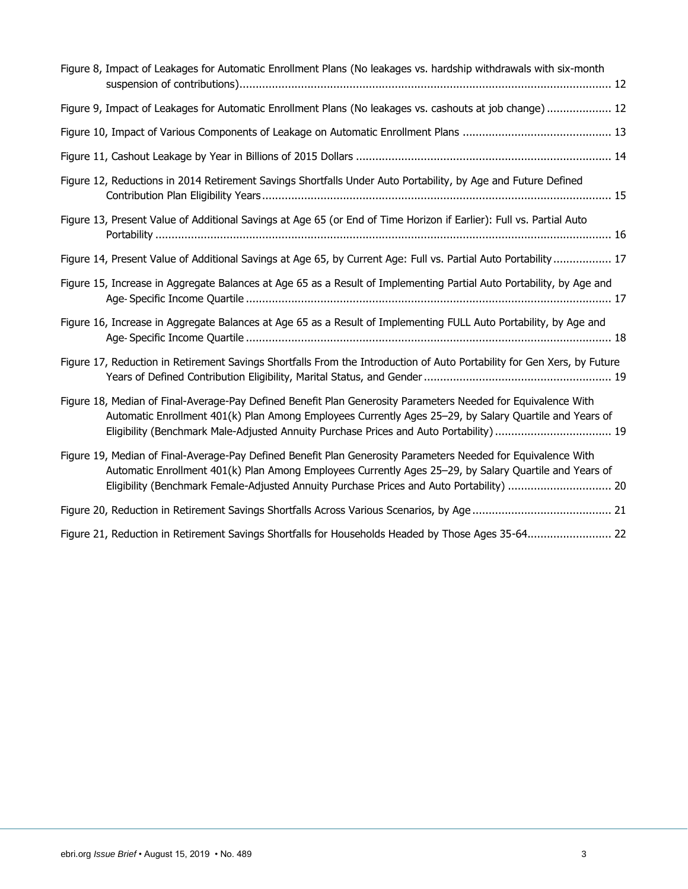Figure 8, Impact of Leakages for Automatic Enrollment Plans (No leakages vs. hardship withdrawals with six-month suspension of contributions) ..... 12

Figure 9, Impact of Leakages for Automatic Enrollment Plans (No leakages vs. cashouts at job change) ..... 12

Figure 10, Impact of Various Components of Leakage on Automatic Enrollment Plans ..... 13

Figure 11, Cashout Leakage by Year in Billions of 2015 Dollars ..... 14

Figure 12, Reductions in 2014 Retirement Savings Shortfalls Under Auto Portability, by Age and Future Defined Contribution Plan Eligibility Years ..... 15

Figure 13, Present Value of Additional Savings at Age 65 (or End of Time Horizon if Earlier): Full vs. Partial Auto Portability ..... 16

Figure 14, Present Value of Additional Savings at Age 65, by Current Age: Full vs. Partial Auto Portability ..... 17

Figure 15, Increase in Aggregate Balances at Age 65 as a Result of Implementing Partial Auto Portability, by Age and Age-Specific Income Quartile ..... 17

Figure 16, Increase in Aggregate Balances at Age 65 as a Result of Implementing FULL Auto Portability, by Age and Age-Specific Income Quartile ..... 18

Figure 17, Reduction in Retirement Savings Shortfalls From the Introduction of Auto Portability for Gen Xers, by Future Years of Defined Contribution Eligibility, Marital Status, and Gender ..... 19

Figure 18, Median of Final-Average-Pay Defined Benefit Plan Generosity Parameters Needed for Equivalence With Automatic Enrollment 401(k) Plan Among Employees Currently Ages 25–29, by Salary Quartile and Years of Eligibility (Benchmark Male-Adjusted Annuity Purchase Prices and Auto Portability) ..... 19

Figure 19, Median of Final-Average-Pay Defined Benefit Plan Generosity Parameters Needed for Equivalence With Automatic Enrollment 401(k) Plan Among Employees Currently Ages 25–29, by Salary Quartile and Years of Eligibility (Benchmark Female-Adjusted Annuity Purchase Prices and Auto Portability) ..... 20

Figure 20, Reduction in Retirement Savings Shortfalls Across Various Scenarios, by Age ..... 21

Figure 21, Reduction in Retirement Savings Shortfalls for Households Headed by Those Ages 35-64 ..... 22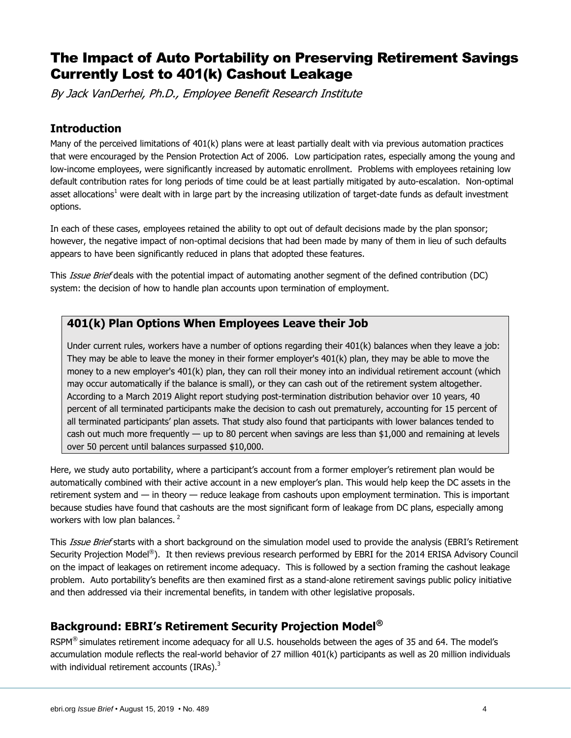# The Impact of Auto Portability on Preserving Retirement Savings Currently Lost to 401(k) Cashout Leakage

*By Jack VanDerhei, Ph.D., Employee Benefit Research Institute*

## Introduction

Many of the perceived limitations of 401(k) plans were at least partially dealt with via previous automation practices that were encouraged by the Pension Protection Act of 2006. Low participation rates, especially among the young and low-income employees, were significantly increased by automatic enrollment. Problems with employees retaining low default contribution rates for long periods of time could be at least partially mitigated by auto-escalation. Non-optimal asset allocations[1] were dealt with in large part by the increasing utilization of target-date funds as default investment options.

In each of these cases, employees retained the ability to opt out of default decisions made by the plan sponsor; however, the negative impact of non-optimal decisions that had been made by many of them in lieu of such defaults appears to have been significantly reduced in plans that adopted these features.

This *Issue Brief* deals with the potential impact of automating another segment of the defined contribution (DC) system: the decision of how to handle plan accounts upon termination of employment.

### 401(k) Plan Options When Employees Leave their Job

Under current rules, workers have a number of options regarding their 401(k) balances when they leave a job: They may be able to leave the money in their former employer's 401(k) plan, they may be able to move the money to a new employer's 401(k) plan, they can roll their money into an individual retirement account (which may occur automatically if the balance is small), or they can cash out of the retirement system altogether. According to a March 2019 Alight report studying post-termination distribution behavior over 10 years, 40 percent of all terminated participants make the decision to cash out prematurely, accounting for 15 percent of all terminated participants' plan assets. That study also found that participants with lower balances tended to cash out much more frequently — up to 80 percent when savings are less than $1,000 and remaining at levels over 50 percent until balances surpassed $10,000.

Here, we study auto portability, where a participant's account from a former employer's retirement plan would be automatically combined with their active account in a new employer's plan. This would help keep the DC assets in the retirement system and — in theory — reduce leakage from cashouts upon employment termination. This is important because studies have found that cashouts are the most significant form of leakage from DC plans, especially among workers with low plan balances. [2]

This *Issue Brief* starts with a short background on the simulation model used to provide the analysis (EBRI's Retirement Security Projection Model®). It then reviews previous research performed by EBRI for the 2014 ERISA Advisory Council on the impact of leakages on retirement income adequacy. This is followed by a section framing the cashout leakage problem. Auto portability's benefits are then examined first as a stand-alone retirement savings public policy initiative and then addressed via their incremental benefits, in tandem with other legislative proposals.

## Background: EBRI's Retirement Security Projection Model®

RSPM® simulates retirement income adequacy for all U.S. households between the ages of 35 and 64. The model's accumulation module reflects the real-world behavior of 27 million 401(k) participants as well as 20 million individuals with individual retirement accounts (IRAs).[3]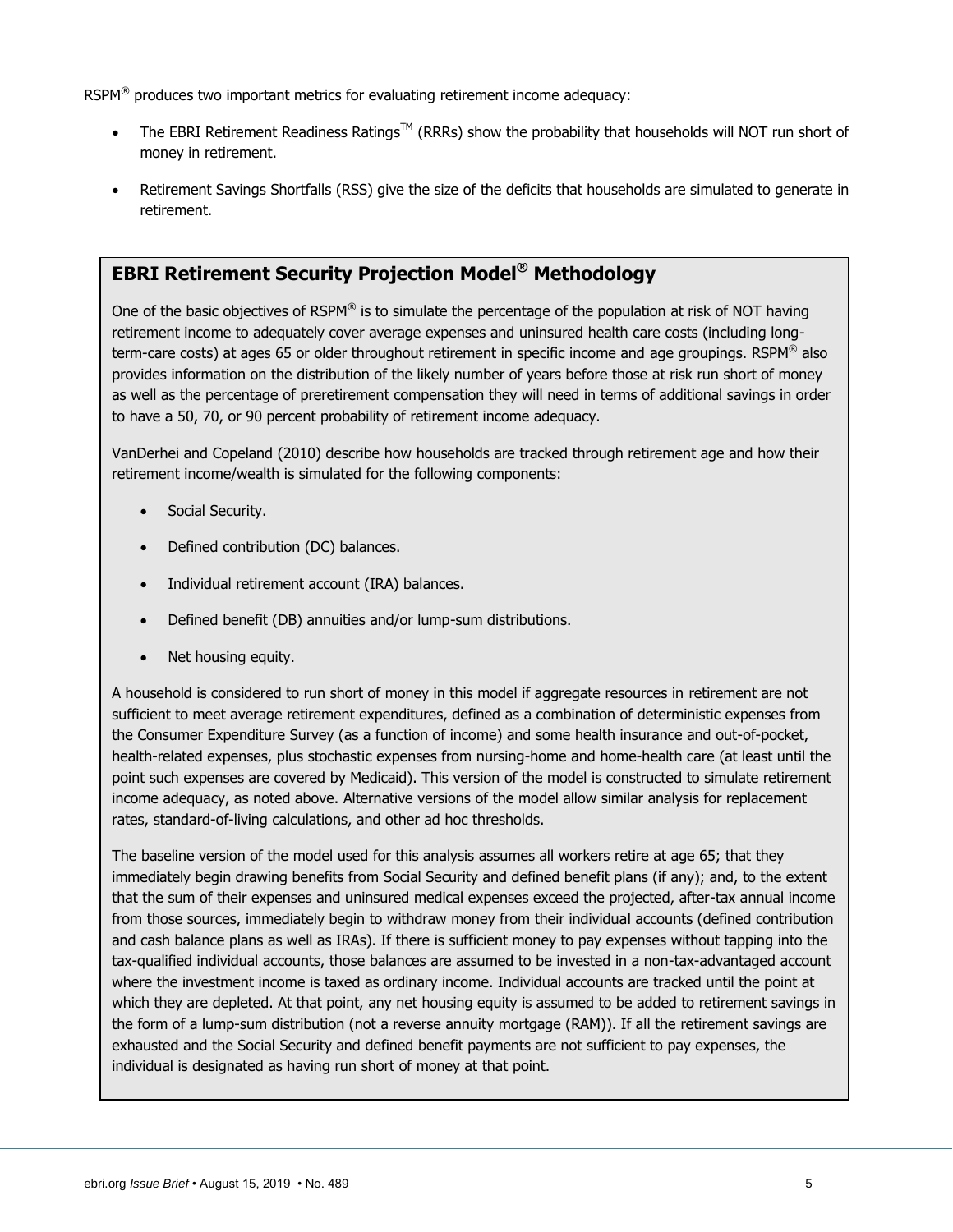RSPM® produces two important metrics for evaluating retirement income adequacy:

- The EBRI Retirement Readiness Ratings™ (RRRs) show the probability that households will NOT run short of money in retirement.
- Retirement Savings Shortfalls (RSS) give the size of the deficits that households are simulated to generate in retirement.

## EBRI Retirement Security Projection Model® Methodology

One of the basic objectives of RSPM® is to simulate the percentage of the population at risk of NOT having retirement income to adequately cover average expenses and uninsured health care costs (including long-term-care costs) at ages 65 or older throughout retirement in specific income and age groupings. RSPM® also provides information on the distribution of the likely number of years before those at risk run short of money as well as the percentage of preretirement compensation they will need in terms of additional savings in order to have a 50, 70, or 90 percent probability of retirement income adequacy.

VanDerhei and Copeland (2010) describe how households are tracked through retirement age and how their retirement income/wealth is simulated for the following components:

- Social Security.
- Defined contribution (DC) balances.
- Individual retirement account (IRA) balances.
- Defined benefit (DB) annuities and/or lump-sum distributions.
- Net housing equity.

A household is considered to run short of money in this model if aggregate resources in retirement are not sufficient to meet average retirement expenditures, defined as a combination of deterministic expenses from the Consumer Expenditure Survey (as a function of income) and some health insurance and out-of-pocket, health-related expenses, plus stochastic expenses from nursing-home and home-health care (at least until the point such expenses are covered by Medicaid). This version of the model is constructed to simulate retirement income adequacy, as noted above. Alternative versions of the model allow similar analysis for replacement rates, standard-of-living calculations, and other ad hoc thresholds.

The baseline version of the model used for this analysis assumes all workers retire at age 65; that they immediately begin drawing benefits from Social Security and defined benefit plans (if any); and, to the extent that the sum of their expenses and uninsured medical expenses exceed the projected, after-tax annual income from those sources, immediately begin to withdraw money from their individual accounts (defined contribution and cash balance plans as well as IRAs). If there is sufficient money to pay expenses without tapping into the tax-qualified individual accounts, those balances are assumed to be invested in a non-tax-advantaged account where the investment income is taxed as ordinary income. Individual accounts are tracked until the point at which they are depleted. At that point, any net housing equity is assumed to be added to retirement savings in the form of a lump-sum distribution (not a reverse annuity mortgage (RAM)). If all the retirement savings are exhausted and the Social Security and defined benefit payments are not sufficient to pay expenses, the individual is designated as having run short of money at that point.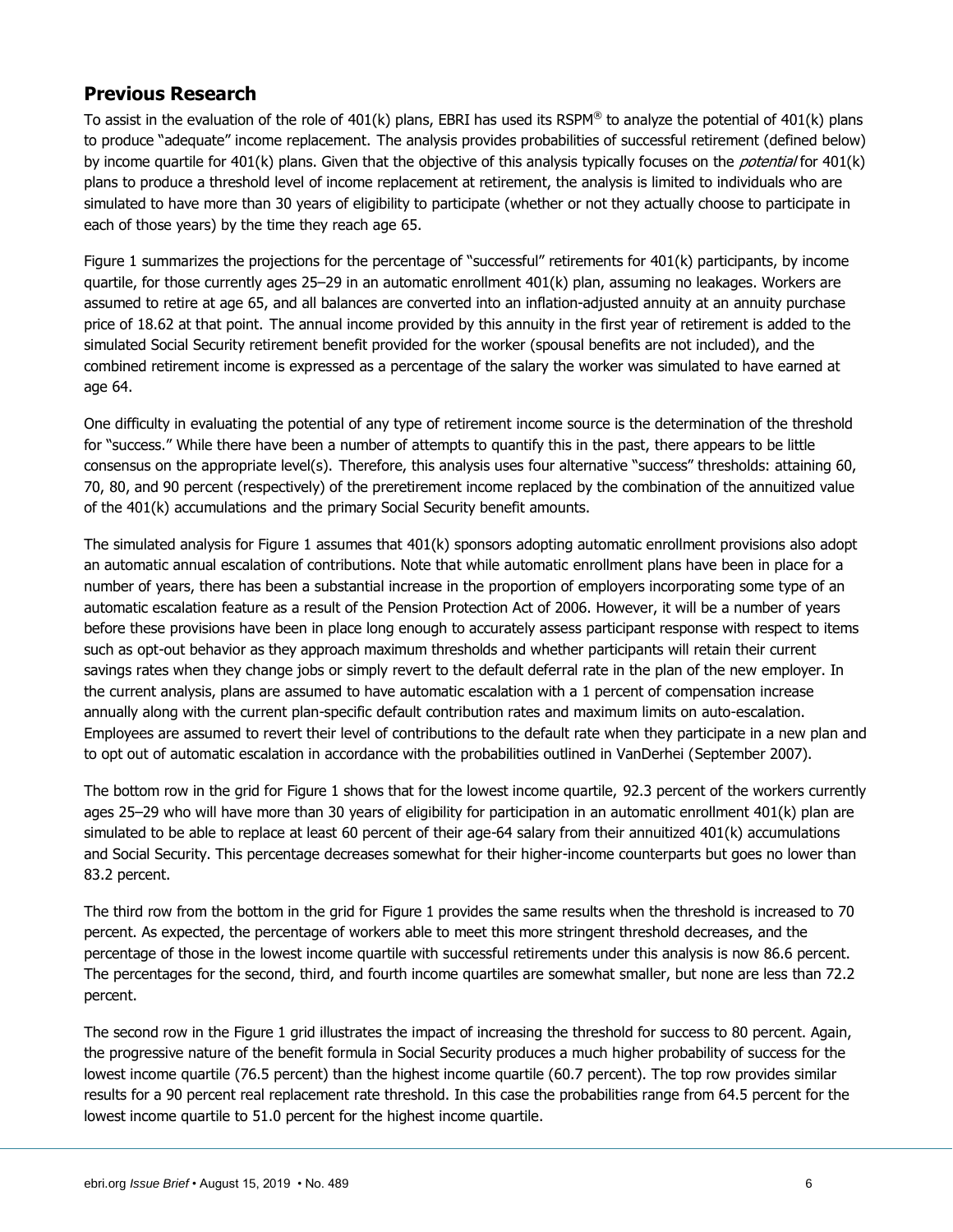## Previous Research

To assist in the evaluation of the role of 401(k) plans, EBRI has used its RSPM® to analyze the potential of 401(k) plans to produce "adequate" income replacement. The analysis provides probabilities of successful retirement (defined below) by income quartile for 401(k) plans. Given that the objective of this analysis typically focuses on the *potential* for 401(k) plans to produce a threshold level of income replacement at retirement, the analysis is limited to individuals who are simulated to have more than 30 years of eligibility to participate (whether or not they actually choose to participate in each of those years) by the time they reach age 65.

Figure 1 summarizes the projections for the percentage of "successful" retirements for 401(k) participants, by income quartile, for those currently ages 25–29 in an automatic enrollment 401(k) plan, assuming no leakages. Workers are assumed to retire at age 65, and all balances are converted into an inflation-adjusted annuity at an annuity purchase price of 18.62 at that point. The annual income provided by this annuity in the first year of retirement is added to the simulated Social Security retirement benefit provided for the worker (spousal benefits are not included), and the combined retirement income is expressed as a percentage of the salary the worker was simulated to have earned at age 64.

One difficulty in evaluating the potential of any type of retirement income source is the determination of the threshold for "success." While there have been a number of attempts to quantify this in the past, there appears to be little consensus on the appropriate level(s). Therefore, this analysis uses four alternative "success" thresholds: attaining 60, 70, 80, and 90 percent (respectively) of the preretirement income replaced by the combination of the annuitized value of the 401(k) accumulations and the primary Social Security benefit amounts.

The simulated analysis for Figure 1 assumes that 401(k) sponsors adopting automatic enrollment provisions also adopt an automatic annual escalation of contributions. Note that while automatic enrollment plans have been in place for a number of years, there has been a substantial increase in the proportion of employers incorporating some type of an automatic escalation feature as a result of the Pension Protection Act of 2006. However, it will be a number of years before these provisions have been in place long enough to accurately assess participant response with respect to items such as opt-out behavior as they approach maximum thresholds and whether participants will retain their current savings rates when they change jobs or simply revert to the default deferral rate in the plan of the new employer. In the current analysis, plans are assumed to have automatic escalation with a 1 percent of compensation increase annually along with the current plan-specific default contribution rates and maximum limits on auto-escalation. Employees are assumed to revert their level of contributions to the default rate when they participate in a new plan and to opt out of automatic escalation in accordance with the probabilities outlined in VanDerhei (September 2007).

The bottom row in the grid for Figure 1 shows that for the lowest income quartile, 92.3 percent of the workers currently ages 25–29 who will have more than 30 years of eligibility for participation in an automatic enrollment 401(k) plan are simulated to be able to replace at least 60 percent of their age-64 salary from their annuitized 401(k) accumulations and Social Security. This percentage decreases somewhat for their higher-income counterparts but goes no lower than 83.2 percent.

The third row from the bottom in the grid for Figure 1 provides the same results when the threshold is increased to 70 percent. As expected, the percentage of workers able to meet this more stringent threshold decreases, and the percentage of those in the lowest income quartile with successful retirements under this analysis is now 86.6 percent. The percentages for the second, third, and fourth income quartiles are somewhat smaller, but none are less than 72.2 percent.

The second row in the Figure 1 grid illustrates the impact of increasing the threshold for success to 80 percent. Again, the progressive nature of the benefit formula in Social Security produces a much higher probability of success for the lowest income quartile (76.5 percent) than the highest income quartile (60.7 percent). The top row provides similar results for a 90 percent real replacement rate threshold. In this case the probabilities range from 64.5 percent for the lowest income quartile to 51.0 percent for the highest income quartile.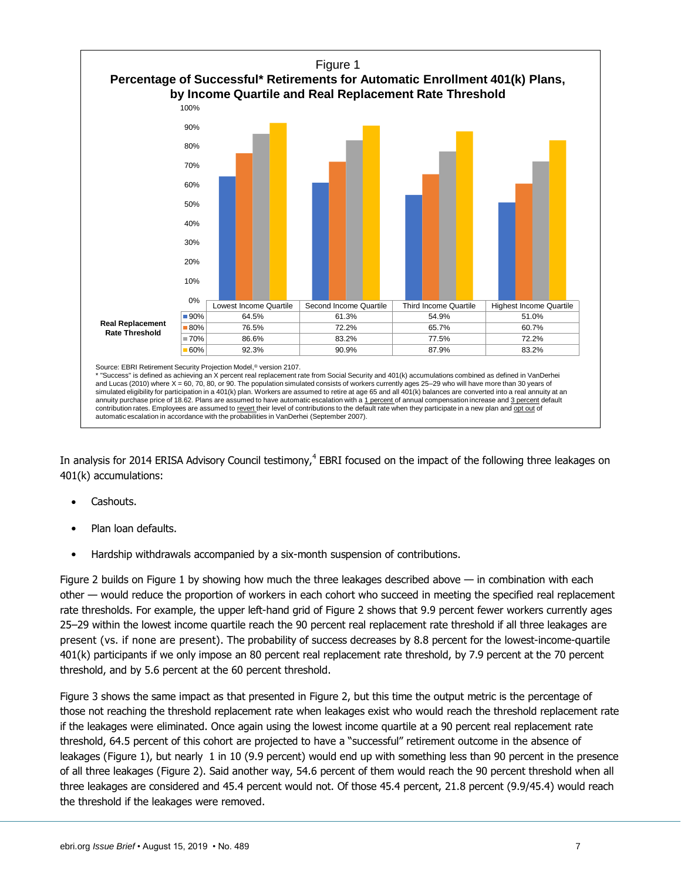Figure 1

**Percentage of Successful* Retirements for Automatic Enrollment 401(k) Plans, by Income Quartile and Real Replacement Rate Threshold**

| Real Replacement Rate Threshold | Lowest Income Quartile | Second Income Quartile | Third Income Quartile | Highest Income Quartile |
|---|---|---|---|---|
| 90% | 64.5% | 61.3% | 54.9% | 51.0% |
| 80% | 76.5% | 72.2% | 65.7% | 60.7% |
| 70% | 86.6% | 83.2% | 77.5% | 72.2% |
| 60% | 92.3% | 90.9% | 87.9% | 83.2% |

Source: EBRI Retirement Security Projection Model,® version 2107.

\* "Success" is defined as achieving an X percent real replacement rate from Social Security and 401(k) accumulations combined as defined in VanDerhei and Lucas (2010) where X = 60, 70, 80, or 90. The population simulated consists of workers currently ages 25–29 who will have more than 30 years of simulated eligibility for participation in a 401(k) plan. Workers are assumed to retire at age 65 and all 401(k) balances are converted into a real annuity at an annuity purchase price of 18.62. Plans are assumed to have automatic escalation with a 1 percent of annual compensation increase and 3 percent default contribution rates. Employees are assumed to revert their level of contributions to the default rate when they participate in a new plan and opt out of automatic escalation in accordance with the probabilities in VanDerhei (September 2007).

In analysis for 2014 ERISA Advisory Council testimony,[4] EBRI focused on the impact of the following three leakages on 401(k) accumulations:

- Cashouts.
- Plan loan defaults.
- Hardship withdrawals accompanied by a six-month suspension of contributions.

Figure 2 builds on Figure 1 by showing how much the three leakages described above — in combination with each other — would reduce the proportion of workers in each cohort who succeed in meeting the specified real replacement rate thresholds. For example, the upper left-hand grid of Figure 2 shows that 9.9 percent fewer workers currently ages 25–29 within the lowest income quartile reach the 90 percent real replacement rate threshold if all three leakages are present (vs. if none are present). The probability of success decreases by 8.8 percent for the lowest-income-quartile 401(k) participants if we only impose an 80 percent real replacement rate threshold, by 7.9 percent at the 70 percent threshold, and by 5.6 percent at the 60 percent threshold.

Figure 3 shows the same impact as that presented in Figure 2, but this time the output metric is the percentage of those not reaching the threshold replacement rate when leakages exist who would reach the threshold replacement rate if the leakages were eliminated. Once again using the lowest income quartile at a 90 percent real replacement rate threshold, 64.5 percent of this cohort are projected to have a "successful" retirement outcome in the absence of leakages (Figure 1), but nearly 1 in 10 (9.9 percent) would end up with something less than 90 percent in the presence of all three leakages (Figure 2). Said another way, 54.6 percent of them would reach the 90 percent threshold when all three leakages are considered and 45.4 percent would not. Of those 45.4 percent, 21.8 percent (9.9/45.4) would reach the threshold if the leakages were removed.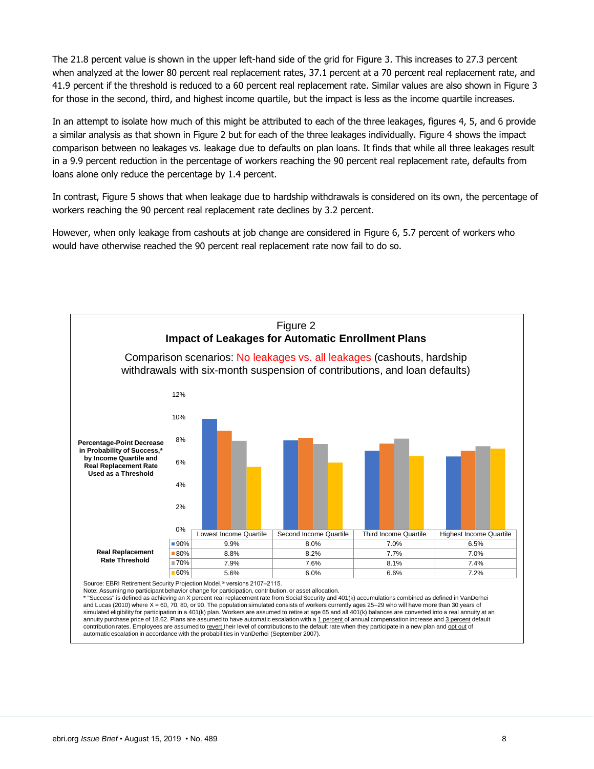The 21.8 percent value is shown in the upper left-hand side of the grid for Figure 3. This increases to 27.3 percent when analyzed at the lower 80 percent real replacement rates, 37.1 percent at a 70 percent real replacement rate, and 41.9 percent if the threshold is reduced to a 60 percent real replacement rate. Similar values are also shown in Figure 3 for those in the second, third, and highest income quartile, but the impact is less as the income quartile increases.

In an attempt to isolate how much of this might be attributed to each of the three leakages, figures 4, 5, and 6 provide a similar analysis as that shown in Figure 2 but for each of the three leakages individually. Figure 4 shows the impact comparison between no leakages vs. leakage due to defaults on plan loans. It finds that while all three leakages result in a 9.9 percent reduction in the percentage of workers reaching the 90 percent real replacement rate, defaults from loans alone only reduce the percentage by 1.4 percent.

In contrast, Figure 5 shows that when leakage due to hardship withdrawals is considered on its own, the percentage of workers reaching the 90 percent real replacement rate declines by 3.2 percent.

However, when only leakage from cashouts at job change are considered in Figure 6, 5.7 percent of workers who would have otherwise reached the 90 percent real replacement rate now fail to do so.

Figure 2

**Impact of Leakages for Automatic Enrollment Plans**

Comparison scenarios: No leakages vs. all leakages (cashouts, hardship withdrawals with six-month suspension of contributions, and loan defaults)

Percentage-Point Decrease in Probability of Success,* by Income Quartile and Real Replacement Rate Used as a Threshold

| Real Replacement Rate Threshold | Lowest Income Quartile | Second Income Quartile | Third Income Quartile | Highest Income Quartile |
|---|---|---|---|---|
| 90% | 9.9% | 8.0% | 7.0% | 6.5% |
| 80% | 8.8% | 8.2% | 7.7% | 7.0% |
| 70% | 7.9% | 7.6% | 8.1% | 7.4% |
| 60% | 5.6% | 6.0% | 6.6% | 7.2% |

Source: EBRI Retirement Security Projection Model,® versions 2107–2115.

Note: Assuming no participant behavior change for participation, contribution, or asset allocation.

* "Success" is defined as achieving an X percent real replacement rate from Social Security and 401(k) accumulations combined as defined in VanDerhei and Lucas (2010) where X = 60, 70, 80, or 90. The population simulated consists of workers currently ages 25–29 who will have more than 30 years of simulated eligibility for participation in a 401(k) plan. Workers are assumed to retire at age 65 and all 401(k) balances are converted into a real annuity at an annuity purchase price of 18.62. Plans are assumed to have automatic escalation with a 1 percent of annual compensation increase and 3 percent default contribution rates. Employees are assumed to revert their level of contributions to the default rate when they participate in a new plan and opt out of automatic escalation in accordance with the probabilities in VanDerhei (September 2007).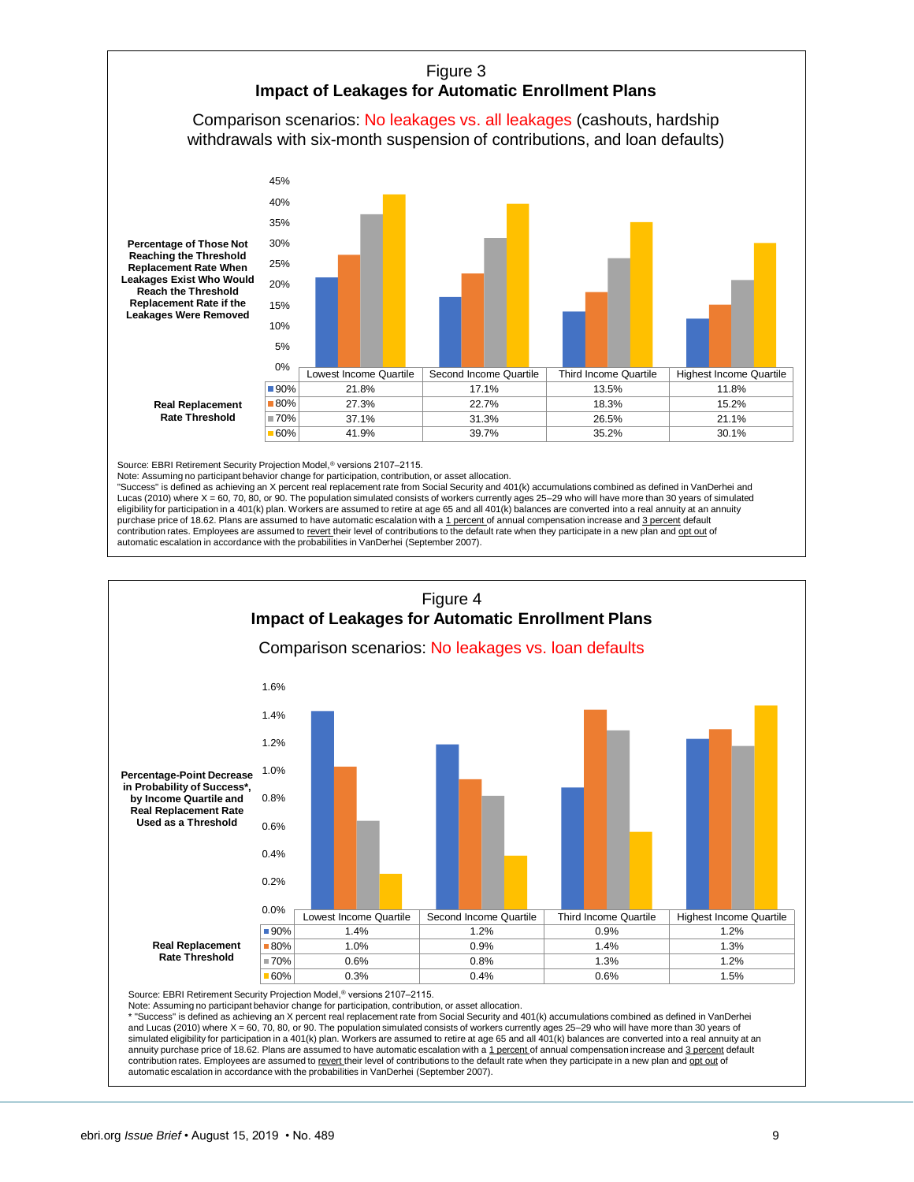## Figure 3
### Impact of Leakages for Automatic Enrollment Plans

Comparison scenarios: No leakages vs. all leakages (cashouts, hardship withdrawals with six-month suspension of contributions, and loan defaults)

Percentage of Those Not Reaching the Threshold Replacement Rate When Leakages Exist Who Would Reach the Threshold Replacement Rate if the Leakages Were Removed

| Real Replacement Rate Threshold | Lowest Income Quartile | Second Income Quartile | Third Income Quartile | Highest Income Quartile |
|---|---|---|---|---|
| 90% | 21.8% | 17.1% | 13.5% | 11.8% |
| 80% | 27.3% | 22.7% | 18.3% | 15.2% |
| 70% | 37.1% | 31.3% | 26.5% | 21.1% |
| 60% | 41.9% | 39.7% | 35.2% | 30.1% |

Source: EBRI Retirement Security Projection Model,® versions 2107–2115.
Note: Assuming no participant behavior change for participation, contribution, or asset allocation.
"Success" is defined as achieving an X percent real replacement rate from Social Security and 401(k) accumulations combined as defined in VanDerhei and Lucas (2010) where X = 60, 70, 80, or 90. The population simulated consists of workers currently ages 25–29 who will have more than 30 years of simulated eligibility for participation in a 401(k) plan. Workers are assumed to retire at age 65 and all 401(k) balances are converted into a real annuity at an annuity purchase price of 18.62. Plans are assumed to have automatic escalation with a 1 percent of annual compensation increase and 3 percent default contribution rates. Employees are assumed to revert their level of contributions to the default rate when they participate in a new plan and opt out of automatic escalation in accordance with the probabilities in VanDerhei (September 2007).

## Figure 4
### Impact of Leakages for Automatic Enrollment Plans

Comparison scenarios: No leakages vs. loan defaults

Percentage-Point Decrease in Probability of Success*, by Income Quartile and Real Replacement Rate Used as a Threshold

| Real Replacement Rate Threshold | Lowest Income Quartile | Second Income Quartile | Third Income Quartile | Highest Income Quartile |
|---|---|---|---|---|
| 90% | 1.4% | 1.2% | 0.9% | 1.2% |
| 80% | 1.0% | 0.9% | 1.4% | 1.3% |
| 70% | 0.6% | 0.8% | 1.3% | 1.2% |
| 60% | 0.3% | 0.4% | 0.6% | 1.5% |

Source: EBRI Retirement Security Projection Model,® versions 2107–2115.
Note: Assuming no participant behavior change for participation, contribution, or asset allocation.
* "Success" is defined as achieving an X percent real replacement rate from Social Security and 401(k) accumulations combined as defined in VanDerhei and Lucas (2010) where X = 60, 70, 80, or 90. The population simulated consists of workers currently ages 25–29 who will have more than 30 years of simulated eligibility for participation in a 401(k) plan. Workers are assumed to retire at age 65 and all 401(k) balances are converted into a real annuity at an annuity purchase price of 18.62. Plans are assumed to have automatic escalation with a 1 percent of annual compensation increase and 3 percent default contribution rates. Employees are assumed to revert their level of contributions to the default rate when they participate in a new plan and opt out of automatic escalation in accordance with the probabilities in VanDerhei (September 2007).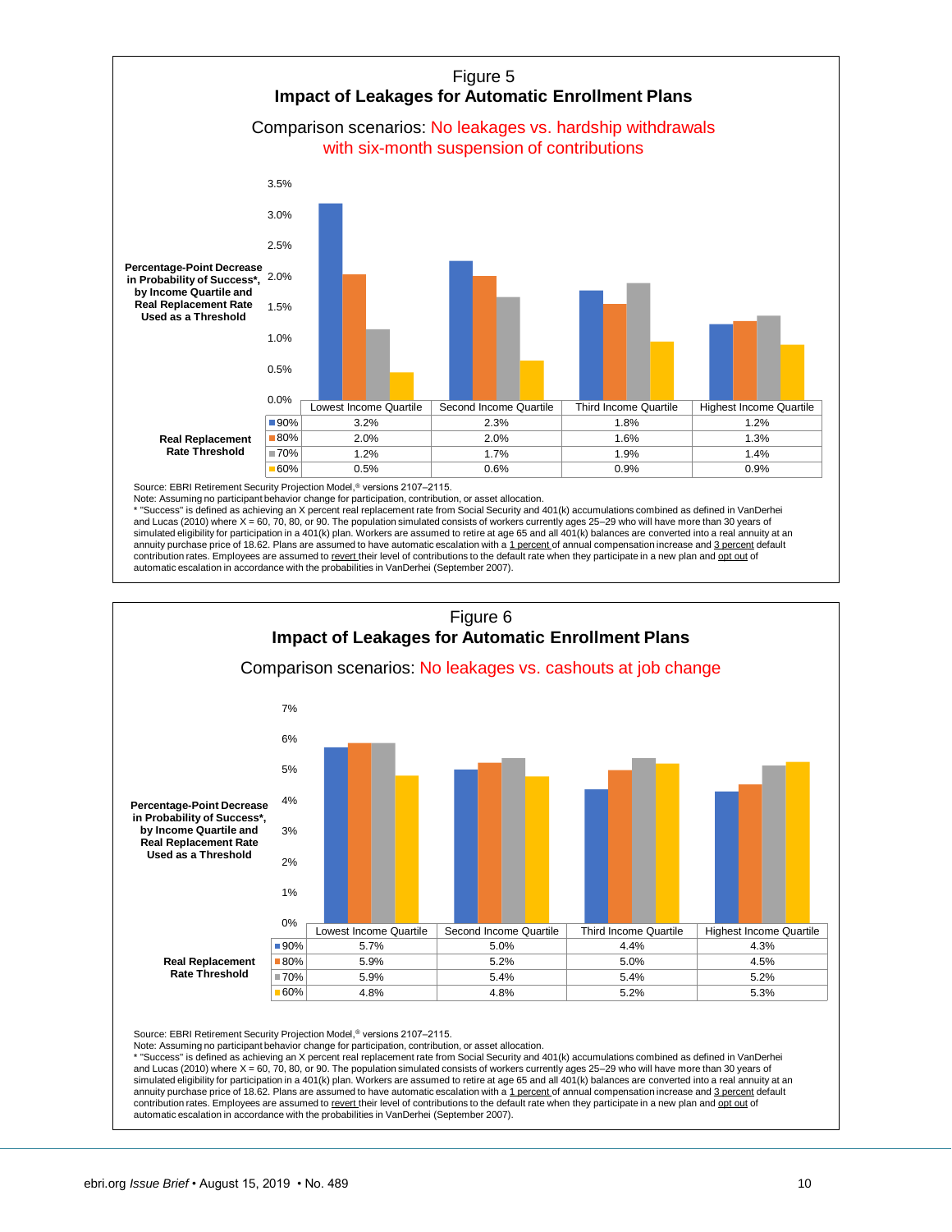## Figure 5

### Impact of Leakages for Automatic Enrollment Plans

Comparison scenarios: No leakages vs. hardship withdrawals with six-month suspension of contributions

Percentage-Point Decrease in Probability of Success*, by Income Quartile and Real Replacement Rate Used as a Threshold

| Real Replacement Rate Threshold | Lowest Income Quartile | Second Income Quartile | Third Income Quartile | Highest Income Quartile |
|---|---|---|---|---|
| 90% | 3.2% | 2.3% | 1.8% | 1.2% |
| 80% | 2.0% | 2.0% | 1.6% | 1.3% |
| 70% | 1.2% | 1.7% | 1.9% | 1.4% |
| 60% | 0.5% | 0.6% | 0.9% | 0.9% |

Source: EBRI Retirement Security Projection Model,® versions 2107–2115.
Note: Assuming no participant behavior change for participation, contribution, or asset allocation.
* "Success" is defined as achieving an X percent real replacement rate from Social Security and 401(k) accumulations combined as defined in VanDerhei and Lucas (2010) where X = 60, 70, 80, or 90. The population simulated consists of workers currently ages 25–29 who will have more than 30 years of simulated eligibility for participation in a 401(k) plan. Workers are assumed to retire at age 65 and all 401(k) balances are converted into a real annuity at an annuity purchase price of 18.62. Plans are assumed to have automatic escalation with a 1 percent of annual compensation increase and 3 percent default contribution rates. Employees are assumed to revert their level of contributions to the default rate when they participate in a new plan and opt out of automatic escalation in accordance with the probabilities in VanDerhei (September 2007).

## Figure 6

### Impact of Leakages for Automatic Enrollment Plans

Comparison scenarios: No leakages vs. cashouts at job change

Percentage-Point Decrease in Probability of Success*, by Income Quartile and Real Replacement Rate Used as a Threshold

| Real Replacement Rate Threshold | Lowest Income Quartile | Second Income Quartile | Third Income Quartile | Highest Income Quartile |
|---|---|---|---|---|
| 90% | 5.7% | 5.0% | 4.4% | 4.3% |
| 80% | 5.9% | 5.2% | 5.0% | 4.5% |
| 70% | 5.9% | 5.4% | 5.4% | 5.2% |
| 60% | 4.8% | 4.8% | 5.2% | 5.3% |

Source: EBRI Retirement Security Projection Model,® versions 2107–2115.
Note: Assuming no participant behavior change for participation, contribution, or asset allocation.
* "Success" is defined as achieving an X percent real replacement rate from Social Security and 401(k) accumulations combined as defined in VanDerhei and Lucas (2010) where X = 60, 70, 80, or 90. The population simulated consists of workers currently ages 25–29 who will have more than 30 years of simulated eligibility for participation in a 401(k) plan. Workers are assumed to retire at age 65 and all 401(k) balances are converted into a real annuity at an annuity purchase price of 18.62. Plans are assumed to have automatic escalation with a 1 percent of annual compensation increase and 3 percent default contribution rates. Employees are assumed to revert their level of contributions to the default rate when they participate in a new plan and opt out of automatic escalation in accordance with the probabilities in VanDerhei (September 2007).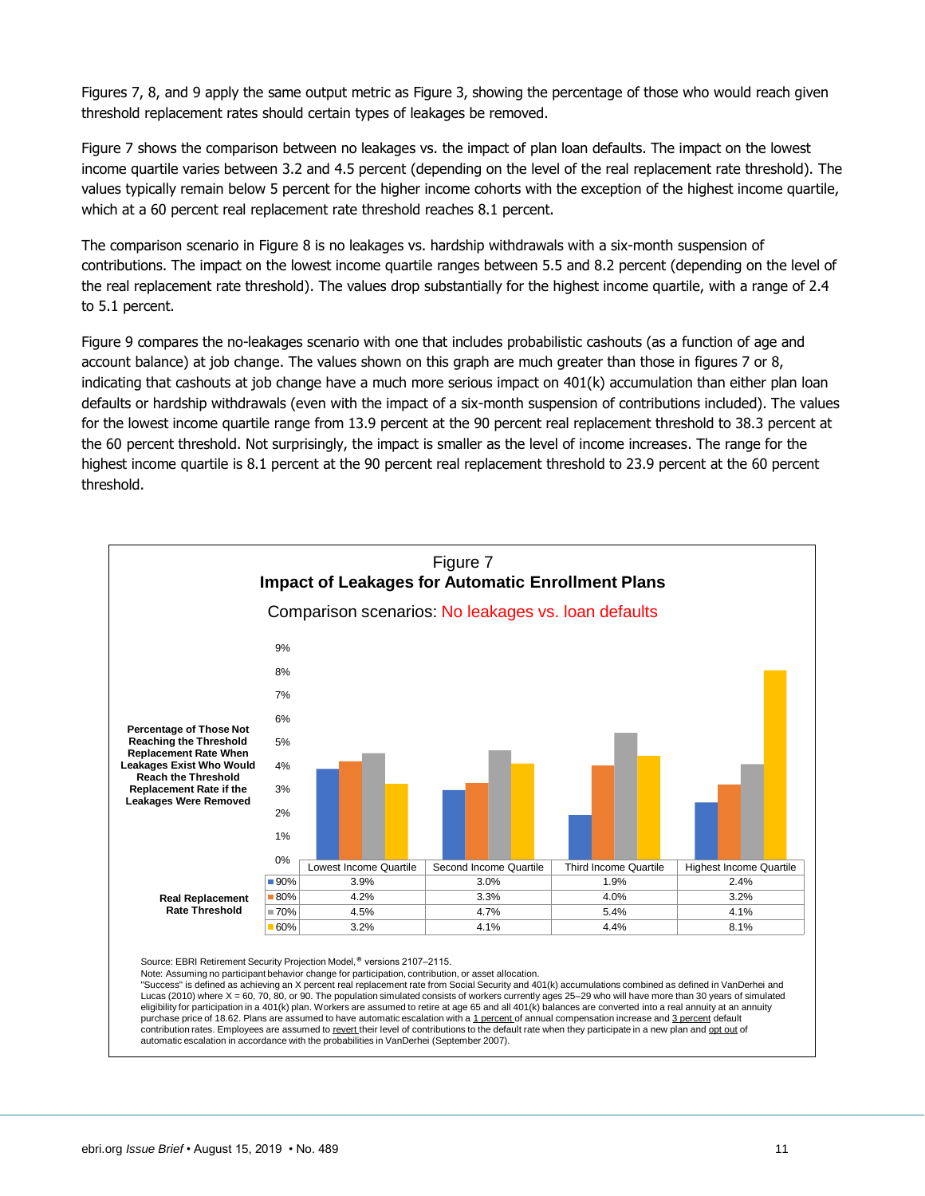Figures 7, 8, and 9 apply the same output metric as Figure 3, showing the percentage of those who would reach given threshold replacement rates should certain types of leakages be removed.

Figure 7 shows the comparison between no leakages vs. the impact of plan loan defaults. The impact on the lowest income quartile varies between 3.2 and 4.5 percent (depending on the level of the real replacement rate threshold). The values typically remain below 5 percent for the higher income cohorts with the exception of the highest income quartile, which at a 60 percent real replacement rate threshold reaches 8.1 percent.

The comparison scenario in Figure 8 is no leakages vs. hardship withdrawals with a six-month suspension of contributions. The impact on the lowest income quartile ranges between 5.5 and 8.2 percent (depending on the level of the real replacement rate threshold). The values drop substantially for the highest income quartile, with a range of 2.4 to 5.1 percent.

Figure 9 compares the no-leakages scenario with one that includes probabilistic cashouts (as a function of age and account balance) at job change. The values shown on this graph are much greater than those in figures 7 or 8, indicating that cashouts at job change have a much more serious impact on 401(k) accumulation than either plan loan defaults or hardship withdrawals (even with the impact of a six-month suspension of contributions included). The values for the lowest income quartile range from 13.9 percent at the 90 percent real replacement threshold to 38.3 percent at the 60 percent threshold. Not surprisingly, the impact is smaller as the level of income increases. The range for the highest income quartile is 8.1 percent at the 90 percent real replacement threshold to 23.9 percent at the 60 percent threshold.

Figure 7

**Impact of Leakages for Automatic Enrollment Plans**

Comparison scenarios: No leakages vs. loan defaults

**Percentage of Those Not Reaching the Threshold Replacement Rate When Leakages Exist Who Would Reach the Threshold Replacement Rate if the Leakages Were Removed**

| Real Replacement Rate Threshold | Lowest Income Quartile | Second Income Quartile | Third Income Quartile | Highest Income Quartile |
|---|---|---|---|---|
| 90% | 3.9% | 3.0% | 1.9% | 2.4% |
| 80% | 4.2% | 3.3% | 4.0% | 3.2% |
| 70% | 4.5% | 4.7% | 5.4% | 4.1% |
| 60% | 3.2% | 4.1% | 4.4% | 8.1% |

Source: EBRI Retirement Security Projection Model,® versions 2107–2115.
Note: Assuming no participant behavior change for participation, contribution, or asset allocation.
"Success" is defined as achieving an X percent real replacement rate from Social Security and 401(k) accumulations combined as defined in VanDerhei and Lucas (2010) where X = 60, 70, 80, or 90. The population simulated consists of workers currently ages 25–29 who will have more than 30 years of simulated eligibility for participation in a 401(k) plan. Workers are assumed to retire at age 65 and all 401(k) balances are converted into a real annuity at an annuity purchase price of 18.62. Plans are assumed to have automatic escalation with a 1 percent of annual compensation increase and 3 percent default contribution rates. Employees are assumed to revert their level of contributions to the default rate when they participate in a new plan and opt out of automatic escalation in accordance with the probabilities in VanDerhei (September 2007).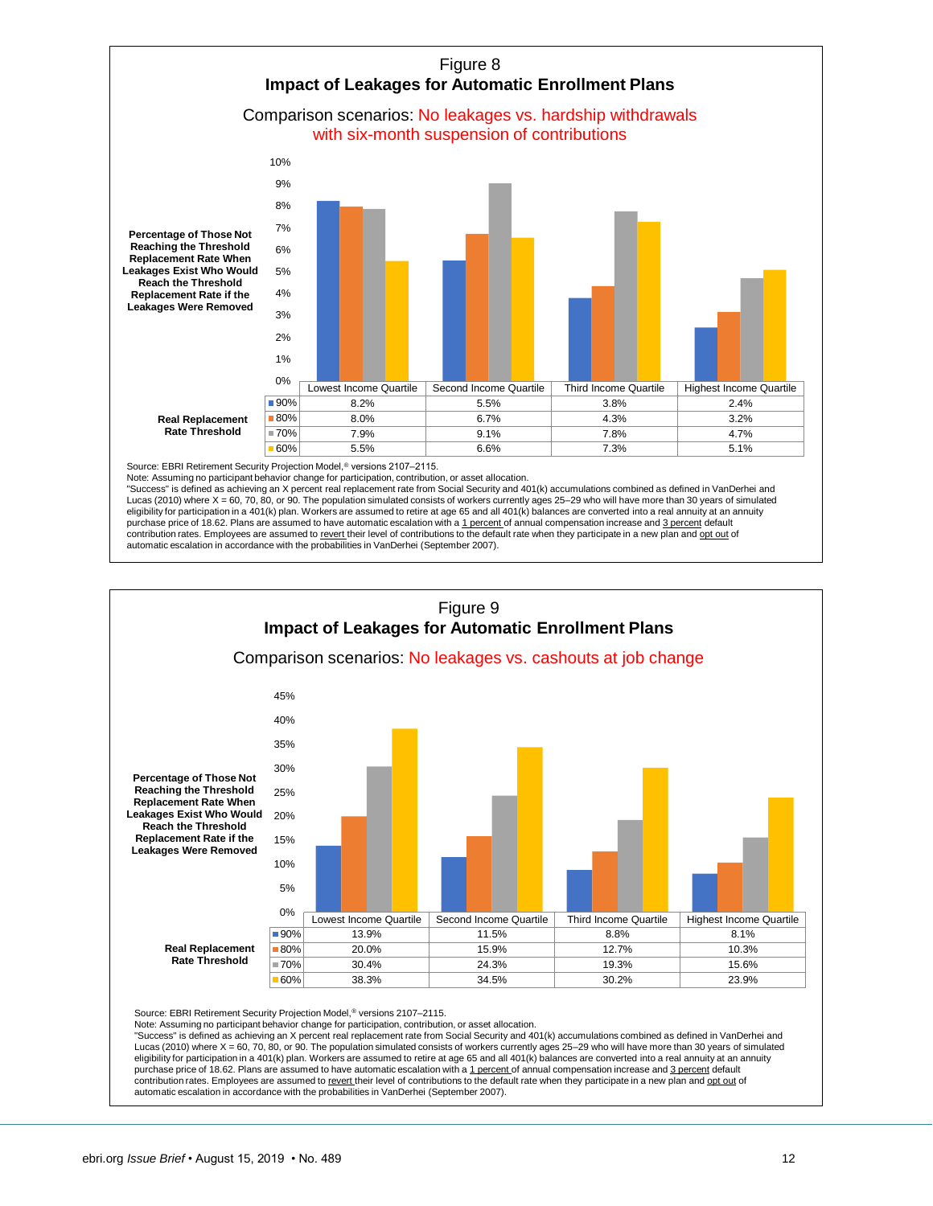## Figure 8
### Impact of Leakages for Automatic Enrollment Plans

Comparison scenarios: No leakages vs. hardship withdrawals with six-month suspension of contributions

Percentage of Those Not Reaching the Threshold Replacement Rate When Leakages Exist Who Would Reach the Threshold Replacement Rate if the Leakages Were Removed

| Real Replacement Rate Threshold | Lowest Income Quartile | Second Income Quartile | Third Income Quartile | Highest Income Quartile |
|---|---|---|---|---|
| 90% | 8.2% | 5.5% | 3.8% | 2.4% |
| 80% | 8.0% | 6.7% | 4.3% | 3.2% |
| 70% | 7.9% | 9.1% | 7.8% | 4.7% |
| 60% | 5.5% | 6.6% | 7.3% | 5.1% |

Source: EBRI Retirement Security Projection Model,® versions 2107–2115.
Note: Assuming no participant behavior change for participation, contribution, or asset allocation.
"Success" is defined as achieving an X percent real replacement rate from Social Security and 401(k) accumulations combined as defined in VanDerhei and Lucas (2010) where X = 60, 70, 80, or 90. The population simulated consists of workers currently ages 25–29 who will have more than 30 years of simulated eligibility for participation in a 401(k) plan. Workers are assumed to retire at age 65 and all 401(k) balances are converted into a real annuity at an annuity purchase price of 18.62. Plans are assumed to have automatic escalation with a 1 percent of annual compensation increase and 3 percent default contribution rates. Employees are assumed to revert their level of contributions to the default rate when they participate in a new plan and opt out of automatic escalation in accordance with the probabilities in VanDerhei (September 2007).

## Figure 9
### Impact of Leakages for Automatic Enrollment Plans

Comparison scenarios: No leakages vs. cashouts at job change

Percentage of Those Not Reaching the Threshold Replacement Rate When Leakages Exist Who Would Reach the Threshold Replacement Rate if the Leakages Were Removed

| Real Replacement Rate Threshold | Lowest Income Quartile | Second Income Quartile | Third Income Quartile | Highest Income Quartile |
|---|---|---|---|---|
| 90% | 13.9% | 11.5% | 8.8% | 8.1% |
| 80% | 20.0% | 15.9% | 12.7% | 10.3% |
| 70% | 30.4% | 24.3% | 19.3% | 15.6% |
| 60% | 38.3% | 34.5% | 30.2% | 23.9% |

Source: EBRI Retirement Security Projection Model,® versions 2107–2115.
Note: Assuming no participant behavior change for participation, contribution, or asset allocation.
"Success" is defined as achieving an X percent real replacement rate from Social Security and 401(k) accumulations combined as defined in VanDerhei and Lucas (2010) where X = 60, 70, 80, or 90. The population simulated consists of workers currently ages 25–29 who will have more than 30 years of simulated eligibility for participation in a 401(k) plan. Workers are assumed to retire at age 65 and all 401(k) balances are converted into a real annuity at an annuity purchase price of 18.62. Plans are assumed to have automatic escalation with a 1 percent of annual compensation increase and 3 percent default contribution rates. Employees are assumed to revert their level of contributions to the default rate when they participate in a new plan and opt out of automatic escalation in accordance with the probabilities in VanDerhei (September 2007).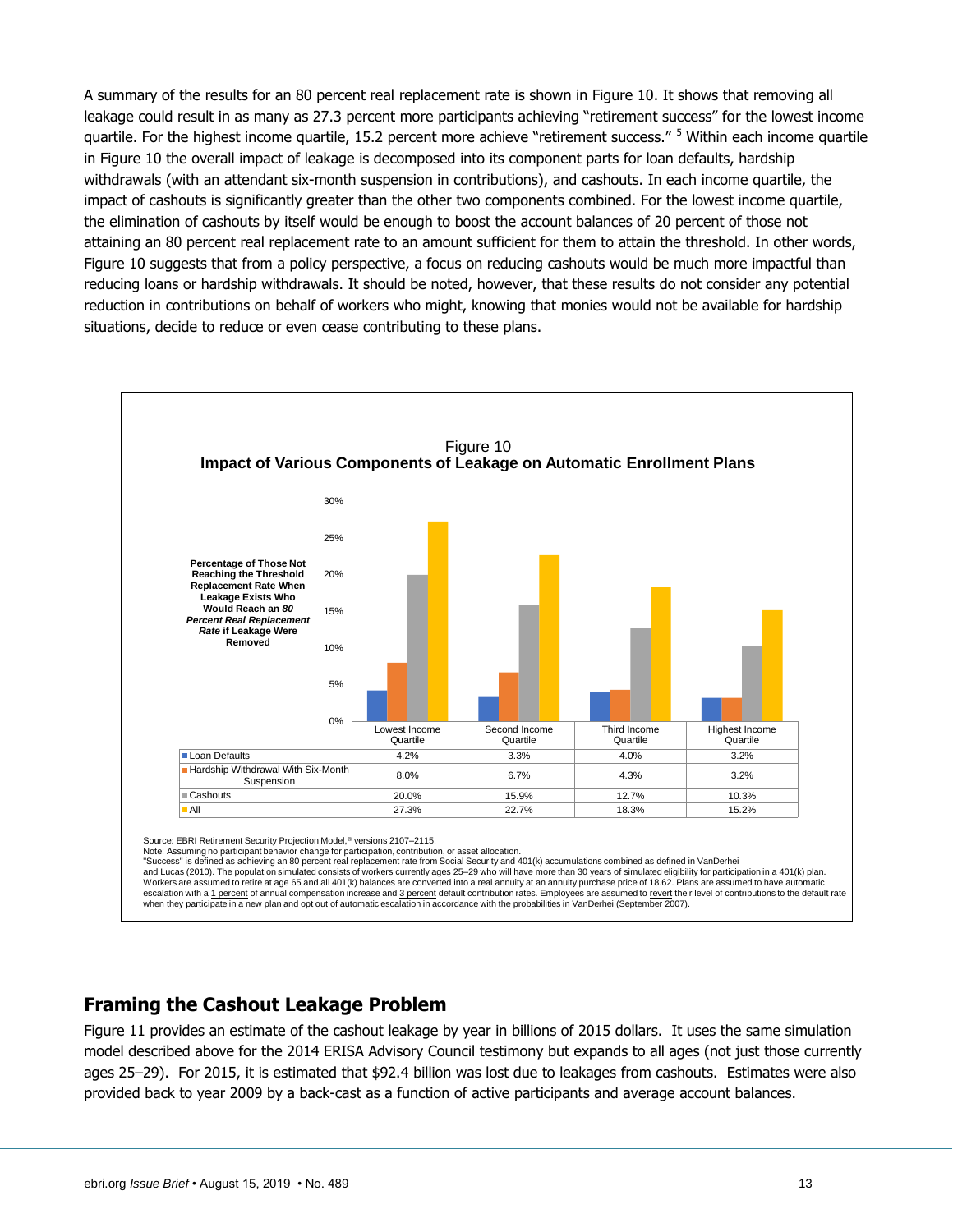A summary of the results for an 80 percent real replacement rate is shown in Figure 10. It shows that removing all leakage could result in as many as 27.3 percent more participants achieving "retirement success" for the lowest income quartile. For the highest income quartile, 15.2 percent more achieve "retirement success." [5] Within each income quartile in Figure 10 the overall impact of leakage is decomposed into its component parts for loan defaults, hardship withdrawals (with an attendant six-month suspension in contributions), and cashouts. In each income quartile, the impact of cashouts is significantly greater than the other two components combined. For the lowest income quartile, the elimination of cashouts by itself would be enough to boost the account balances of 20 percent of those not attaining an 80 percent real replacement rate to an amount sufficient for them to attain the threshold. In other words, Figure 10 suggests that from a policy perspective, a focus on reducing cashouts would be much more impactful than reducing loans or hardship withdrawals. It should be noted, however, that these results do not consider any potential reduction in contributions on behalf of workers who might, knowing that monies would not be available for hardship situations, decide to reduce or even cease contributing to these plans.

Figure 10
**Impact of Various Components of Leakage on Automatic Enrollment Plans**

Percentage of Those Not Reaching the Threshold Replacement Rate When Leakage Exists Who Would Reach an *80 Percent Real Replacement Rate* if Leakage Were Removed

| | Lowest Income Quartile | Second Income Quartile | Third Income Quartile | Highest Income Quartile |
|---|---|---|---|---|
| Loan Defaults | 4.2% | 3.3% | 4.0% | 3.2% |
| Hardship Withdrawal With Six-Month Suspension | 8.0% | 6.7% | 4.3% | 3.2% |
| Cashouts | 20.0% | 15.9% | 12.7% | 10.3% |
| All | 27.3% | 22.7% | 18.3% | 15.2% |

Source: EBRI Retirement Security Projection Model,® versions 2107–2115.
Note: Assuming no participant behavior change for participation, contribution, or asset allocation.
"Success" is defined as achieving an 80 percent real replacement rate from Social Security and 401(k) accumulations combined as defined in VanDerhei and Lucas (2010). The population simulated consists of workers currently ages 25–29 who will have more than 30 years of simulated eligibility for participation in a 401(k) plan. Workers are assumed to retire at age 65 and all 401(k) balances are converted into a real annuity at an annuity purchase price of 18.62. Plans are assumed to have automatic escalation with a 1 percent of annual compensation increase and 3 percent default contribution rates. Employees are assumed to revert their level of contributions to the default rate when they participate in a new plan and opt out of automatic escalation in accordance with the probabilities in VanDerhei (September 2007).

## Framing the Cashout Leakage Problem

Figure 11 provides an estimate of the cashout leakage by year in billions of 2015 dollars. It uses the same simulation model described above for the 2014 ERISA Advisory Council testimony but expands to all ages (not just those currently ages 25–29). For 2015, it is estimated that $92.4 billion was lost due to leakages from cashouts. Estimates were also provided back to year 2009 by a back-cast as a function of active participants and average account balances.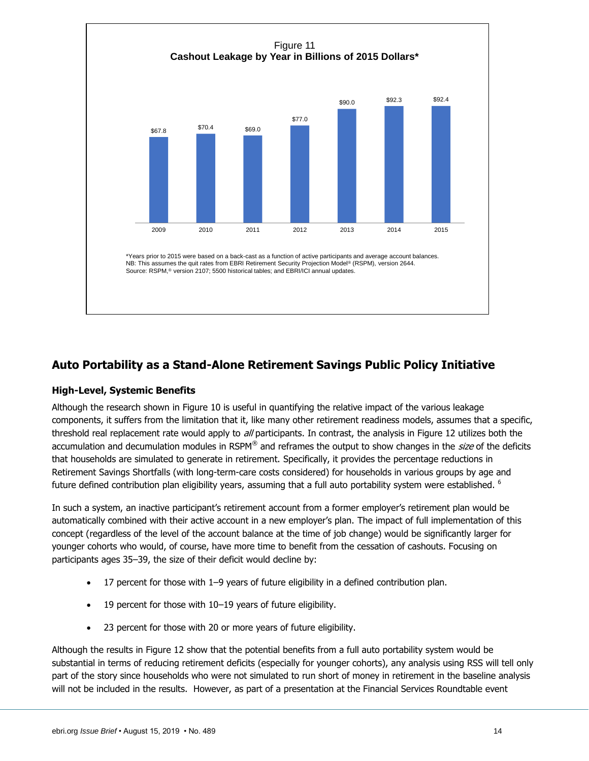Figure 11
**Cashout Leakage by Year in Billions of 2015 Dollars***

| Year | Cashout Leakage |
|---|---|
| 2009 | $67.8 |
| 2010 | $70.4 |
| 2011 | $69.0 |
| 2012 | $77.0 |
| 2013 | $90.0 |
| 2014 | $92.3 |
| 2015 | $92.4 |

*Years prior to 2015 were based on a back-cast as a function of active participants and average account balances.
NB: This assumes the quit rates from EBRI Retirement Security Projection Model® (RSPM), version 2644.
Source: RSPM,® version 2107; 5500 historical tables; and EBRI/ICI annual updates.

## Auto Portability as a Stand-Alone Retirement Savings Public Policy Initiative

### High-Level, Systemic Benefits

Although the research shown in Figure 10 is useful in quantifying the relative impact of the various leakage components, it suffers from the limitation that it, like many other retirement readiness models, assumes that a specific, threshold real replacement rate would apply to *all* participants. In contrast, the analysis in Figure 12 utilizes both the accumulation and decumulation modules in RSPM® and reframes the output to show changes in the *size* of the deficits that households are simulated to generate in retirement. Specifically, it provides the percentage reductions in Retirement Savings Shortfalls (with long-term-care costs considered) for households in various groups by age and future defined contribution plan eligibility years, assuming that a full auto portability system were established. [6]

In such a system, an inactive participant's retirement account from a former employer's retirement plan would be automatically combined with their active account in a new employer's plan. The impact of full implementation of this concept (regardless of the level of the account balance at the time of job change) would be significantly larger for younger cohorts who would, of course, have more time to benefit from the cessation of cashouts. Focusing on participants ages 35–39, the size of their deficit would decline by:

- 17 percent for those with 1–9 years of future eligibility in a defined contribution plan.
- 19 percent for those with 10–19 years of future eligibility.
- 23 percent for those with 20 or more years of future eligibility.

Although the results in Figure 12 show that the potential benefits from a full auto portability system would be substantial in terms of reducing retirement deficits (especially for younger cohorts), any analysis using RSS will tell only part of the story since households who were not simulated to run short of money in retirement in the baseline analysis will not be included in the results. However, as part of a presentation at the Financial Services Roundtable event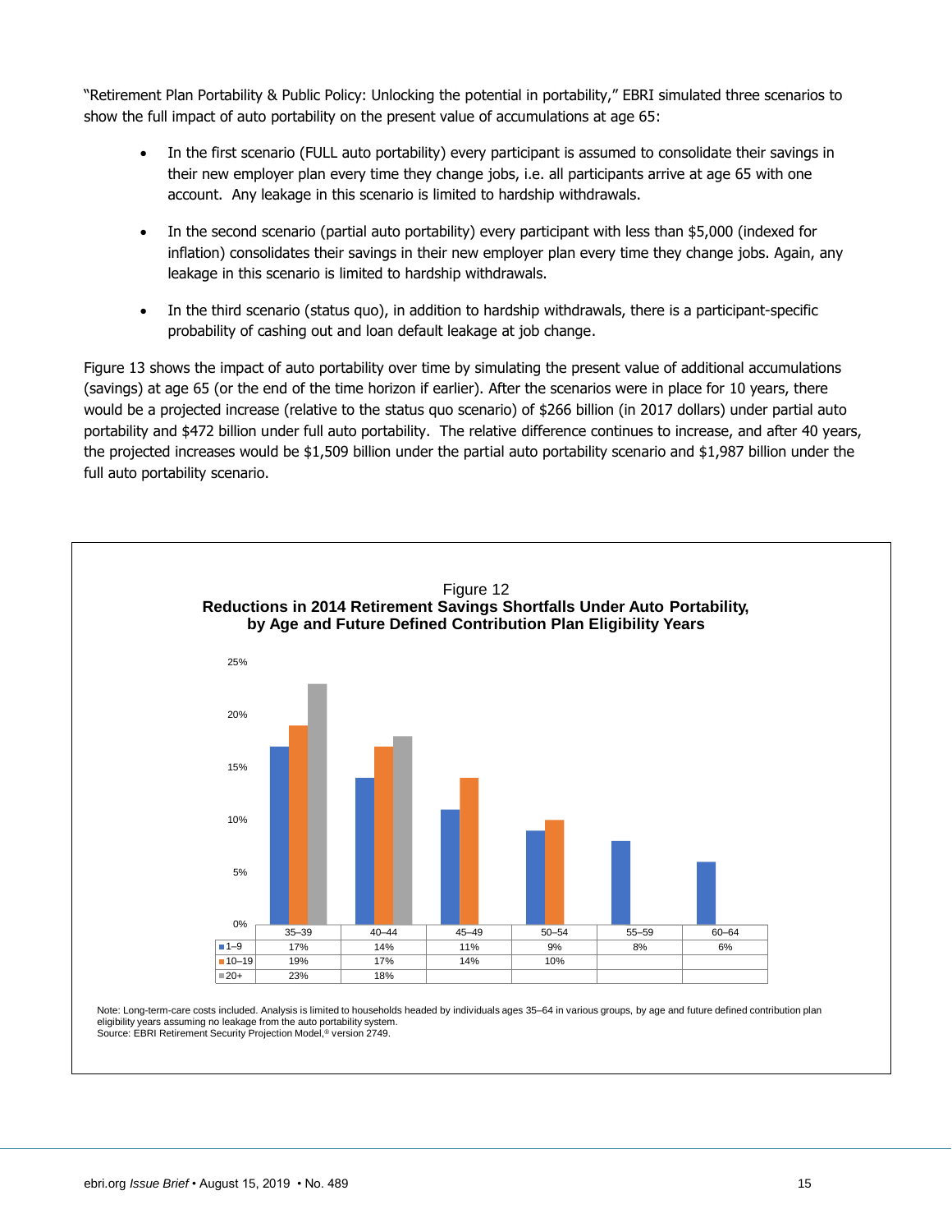"Retirement Plan Portability & Public Policy: Unlocking the potential in portability," EBRI simulated three scenarios to show the full impact of auto portability on the present value of accumulations at age 65:

- In the first scenario (FULL auto portability) every participant is assumed to consolidate their savings in their new employer plan every time they change jobs, i.e. all participants arrive at age 65 with one account. Any leakage in this scenario is limited to hardship withdrawals.
- In the second scenario (partial auto portability) every participant with less than $5,000 (indexed for inflation) consolidates their savings in their new employer plan every time they change jobs. Again, any leakage in this scenario is limited to hardship withdrawals.
- In the third scenario (status quo), in addition to hardship withdrawals, there is a participant-specific probability of cashing out and loan default leakage at job change.

Figure 13 shows the impact of auto portability over time by simulating the present value of additional accumulations (savings) at age 65 (or the end of the time horizon if earlier). After the scenarios were in place for 10 years, there would be a projected increase (relative to the status quo scenario) of $266 billion (in 2017 dollars) under partial auto portability and $472 billion under full auto portability. The relative difference continues to increase, and after 40 years, the projected increases would be $1,509 billion under the partial auto portability scenario and $1,987 billion under the full auto portability scenario.

Figure 12
**Reductions in 2014 Retirement Savings Shortfalls Under Auto Portability, by Age and Future Defined Contribution Plan Eligibility Years**

| | 35–39 | 40–44 | 45–49 | 50–54 | 55–59 | 60–64 |
|---|---|---|---|---|---|---|
| 1–9 | 17% | 14% | 11% | 9% | 8% | 6% |
| 10–19 | 19% | 17% | 14% | 10% | | |
| 20+ | 23% | 18% | | | | |

Note: Long-term-care costs included. Analysis is limited to households headed by individuals ages 35–64 in various groups, by age and future defined contribution plan eligibility years assuming no leakage from the auto portability system.
Source: EBRI Retirement Security Projection Model,® version 2749.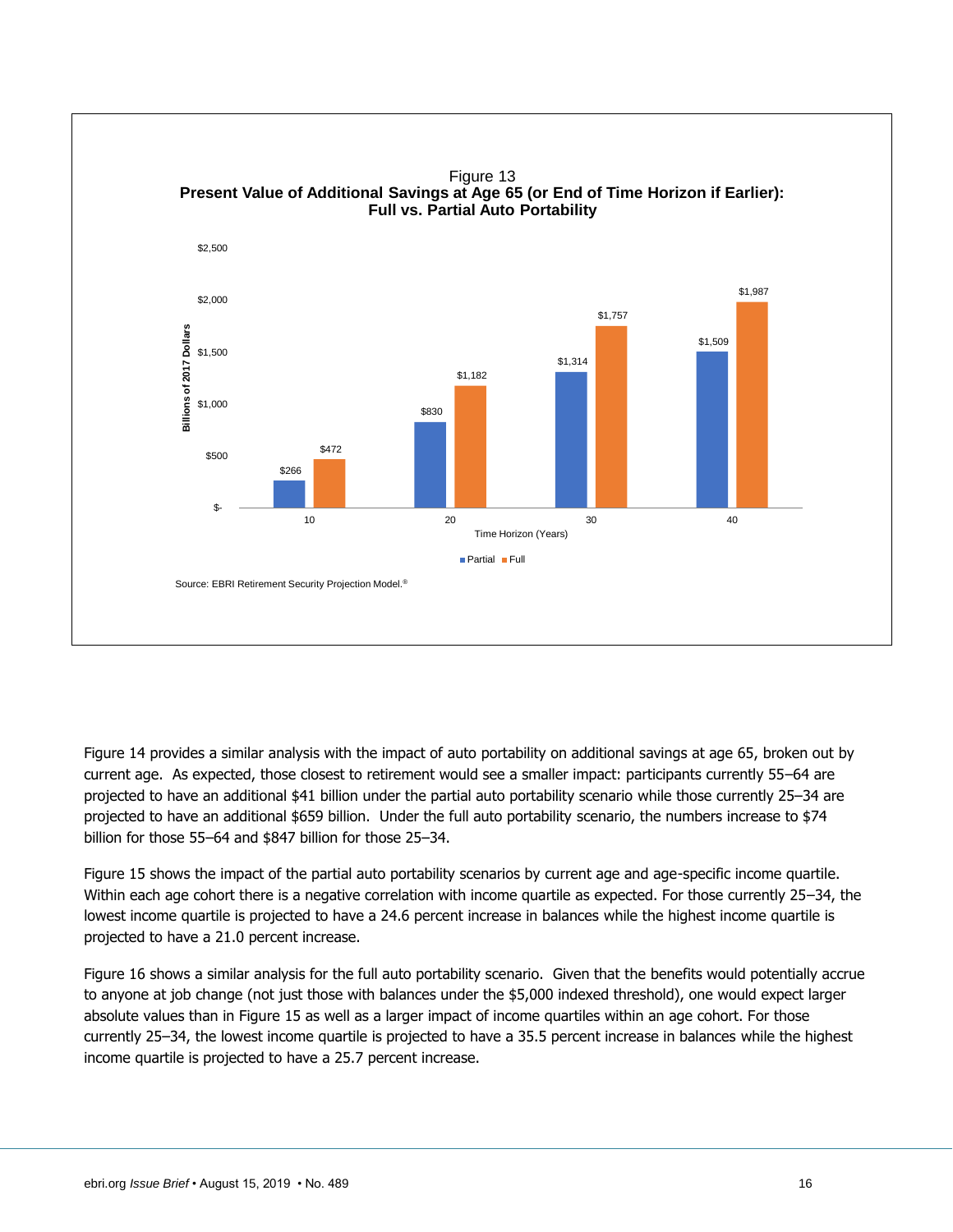Figure 13
**Present Value of Additional Savings at Age 65 (or End of Time Horizon if Earlier): Full vs. Partial Auto Portability**

| Time Horizon (Years) | Partial (Billions of 2017 Dollars) | Full (Billions of 2017 Dollars) |
|---|---|---|
| 10 | $266 | $472 |
| 20 | $830 | $1,182 |
| 30 | $1,314 | $1,757 |
| 40 | $1,509 | $1,987 |

Source: EBRI Retirement Security Projection Model.®

Figure 14 provides a similar analysis with the impact of auto portability on additional savings at age 65, broken out by current age. As expected, those closest to retirement would see a smaller impact: participants currently 55–64 are projected to have an additional $41 billion under the partial auto portability scenario while those currently 25–34 are projected to have an additional $659 billion. Under the full auto portability scenario, the numbers increase to $74 billion for those 55–64 and $847 billion for those 25–34.

Figure 15 shows the impact of the partial auto portability scenarios by current age and age-specific income quartile. Within each age cohort there is a negative correlation with income quartile as expected. For those currently 25–34, the lowest income quartile is projected to have a 24.6 percent increase in balances while the highest income quartile is projected to have a 21.0 percent increase.

Figure 16 shows a similar analysis for the full auto portability scenario. Given that the benefits would potentially accrue to anyone at job change (not just those with balances under the $5,000 indexed threshold), one would expect larger absolute values than in Figure 15 as well as a larger impact of income quartiles within an age cohort. For those currently 25–34, the lowest income quartile is projected to have a 35.5 percent increase in balances while the highest income quartile is projected to have a 25.7 percent increase.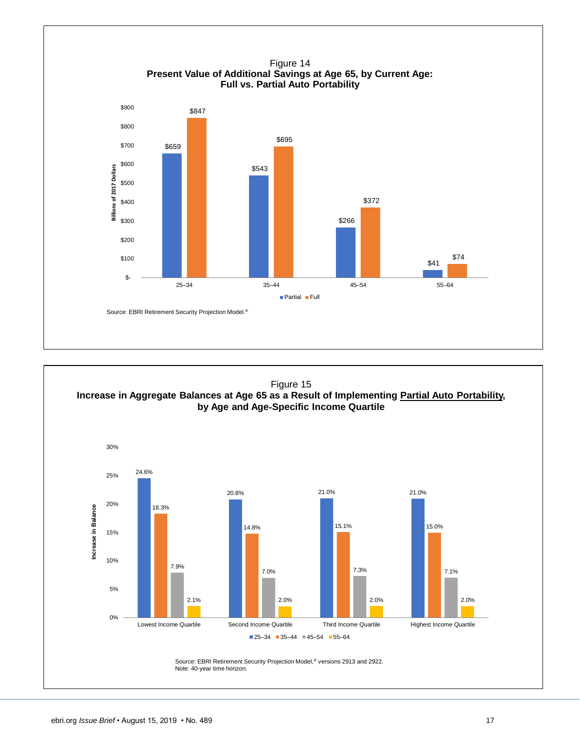Figure 14

**Present Value of Additional Savings at Age 65, by Current Age: Full vs. Partial Auto Portability**

Billions of 2017 Dollars

| Current Age | Partial | Full |
| --- | --- | --- |
| 25–34 | $659 | $847 |
| 35–44 | $543 | $695 |
| 45–54 | $266 | $372 |
| 55–64 | $41 | $74 |

Source: EBRI Retirement Security Projection Model.®

Figure 15

**Increase in Aggregate Balances at Age 65 as a Result of Implementing Partial Auto Portability, by Age and Age-Specific Income Quartile**

Increase in Balance

| | 25–34 | 35–44 | 45–54 | 55–64 |
| --- | --- | --- | --- | --- |
| Lowest Income Quartile | 24.6% | 18.3% | 7.9% | 2.1% |
| Second Income Quartile | 20.8% | 14.8% | 7.0% | 2.0% |
| Third Income Quartile | 21.0% | 15.1% | 7.3% | 2.0% |
| Highest Income Quartile | 21.0% | 15.0% | 7.1% | 2.0% |

Source: EBRI Retirement Security Projection Model,® versions 2913 and 2922.
Note: 40-year time horizon.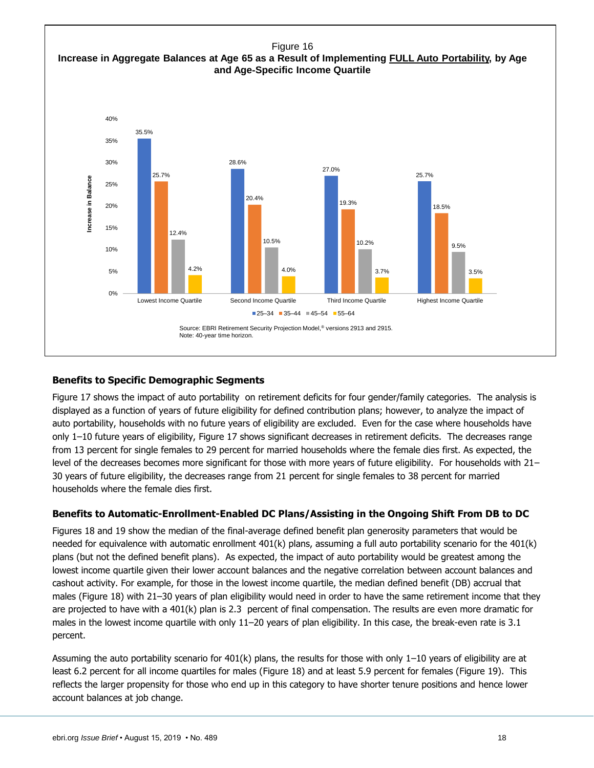Figure 16

**Increase in Aggregate Balances at Age 65 as a Result of Implementing FULL Auto Portability, by Age and Age-Specific Income Quartile**

| Age | Lowest Income Quartile | Second Income Quartile | Third Income Quartile | Highest Income Quartile |
|---|---|---|---|---|
| 25–34 | 35.5% | 28.6% | 27.0% | 25.7% |
| 35–44 | 25.7% | 20.4% | 19.3% | 18.5% |
| 45–54 | 12.4% | 10.5% | 10.2% | 9.5% |
| 55–64 | 4.2% | 4.0% | 3.7% | 3.5% |

Source: EBRI Retirement Security Projection Model,® versions 2913 and 2915.
Note: 40-year time horizon.

### Benefits to Specific Demographic Segments

Figure 17 shows the impact of auto portability on retirement deficits for four gender/family categories. The analysis is displayed as a function of years of future eligibility for defined contribution plans; however, to analyze the impact of auto portability, households with no future years of eligibility are excluded. Even for the case where households have only 1–10 future years of eligibility, Figure 17 shows significant decreases in retirement deficits. The decreases range from 13 percent for single females to 29 percent for married households where the female dies first. As expected, the level of the decreases becomes more significant for those with more years of future eligibility. For households with 21–30 years of future eligibility, the decreases range from 21 percent for single females to 38 percent for married households where the female dies first.

### Benefits to Automatic-Enrollment-Enabled DC Plans/Assisting in the Ongoing Shift From DB to DC

Figures 18 and 19 show the median of the final-average defined benefit plan generosity parameters that would be needed for equivalence with automatic enrollment 401(k) plans, assuming a full auto portability scenario for the 401(k) plans (but not the defined benefit plans). As expected, the impact of auto portability would be greatest among the lowest income quartile given their lower account balances and the negative correlation between account balances and cashout activity. For example, for those in the lowest income quartile, the median defined benefit (DB) accrual that males (Figure 18) with 21–30 years of plan eligibility would need in order to have the same retirement income that they are projected to have with a 401(k) plan is 2.3 percent of final compensation. The results are even more dramatic for males in the lowest income quartile with only 11–20 years of plan eligibility. In this case, the break-even rate is 3.1 percent.

Assuming the auto portability scenario for 401(k) plans, the results for those with only 1–10 years of eligibility are at least 6.2 percent for all income quartiles for males (Figure 18) and at least 5.9 percent for females (Figure 19). This reflects the larger propensity for those who end up in this category to have shorter tenure positions and hence lower account balances at job change.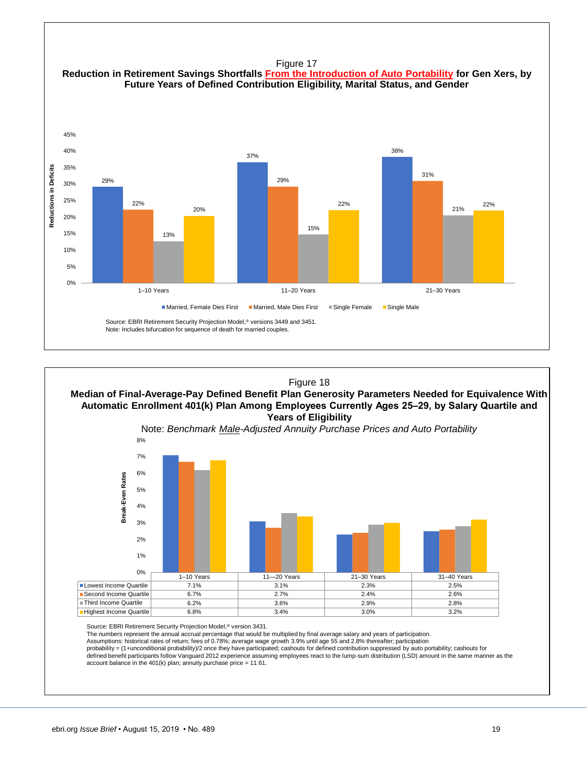Figure 17

**Reduction in Retirement Savings Shortfalls From the Introduction of Auto Portability for Gen Xers, by Future Years of Defined Contribution Eligibility, Marital Status, and Gender**

| | 1–10 Years | 11–20 Years | 21–30 Years |
|---|---|---|---|
| Married, Female Dies First | 29% | 37% | 38% |
| Married, Male Dies First | 22% | 29% | 31% |
| Single Female | 13% | 15% | 21% |
| Single Male | 20% | 22% | 22% |

Source: EBRI Retirement Security Projection Model,® versions 3449 and 3451.
Note: Includes bifurcation for sequence of death for married couples.

Figure 18

**Median of Final-Average-Pay Defined Benefit Plan Generosity Parameters Needed for Equivalence With Automatic Enrollment 401(k) Plan Among Employees Currently Ages 25–29, by Salary Quartile and Years of Eligibility**

Note: *Benchmark Male-Adjusted Annuity Purchase Prices and Auto Portability*

| | 1–10 Years | 11—20 Years | 21–30 Years | 31–40 Years |
|---|---|---|---|---|
| Lowest Income Quartile | 7.1% | 3.1% | 2.3% | 2.5% |
| Second Income Quartile | 6.7% | 2.7% | 2.4% | 2.6% |
| Third Income Quartile | 6.2% | 3.6% | 2.9% | 2.8% |
| Highest Income Quartile | 6.8% | 3.4% | 3.0% | 3.2% |

Source: EBRI Retirement Security Projection Model,® version 3431.
The numbers represent the annual accrual percentage that would be multiplied by final average salary and years of participation.
Assumptions: historical rates of return; fees of 0.78%; average wage growth 3.9% until age 55 and 2.8% thereafter; participation probability = (1+unconditional probability)/2 once they have participated; cashouts for defined contribution suppressed by auto portability; cashouts for defined benefit participants follow Vanguard 2012 experience assuming employees react to the lump-sum distribution (LSD) amount in the same manner as the account balance in the 401(k) plan; annuity purchase price = 11.61.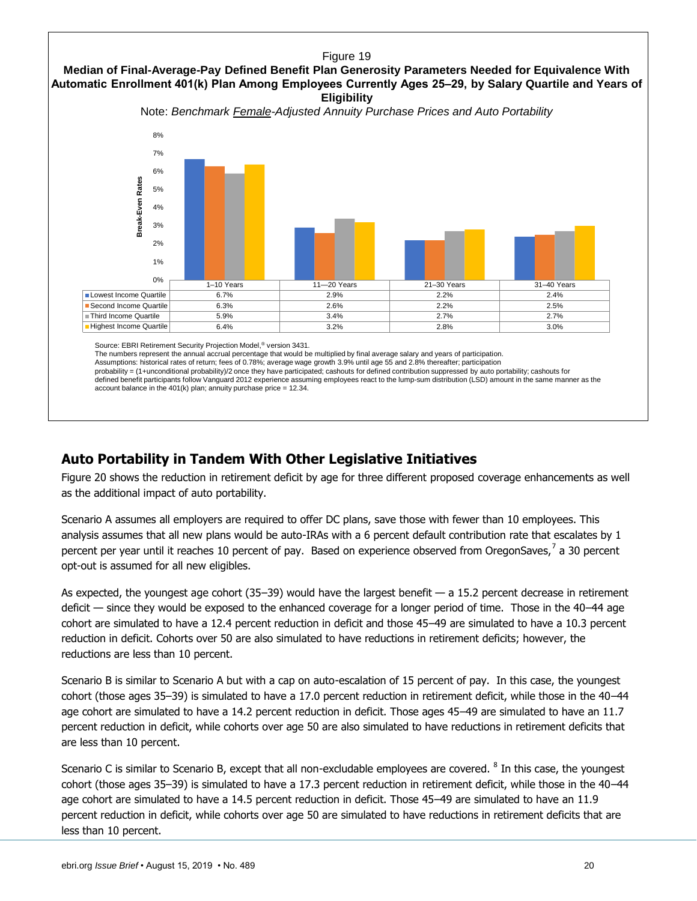Figure 19

**Median of Final-Average-Pay Defined Benefit Plan Generosity Parameters Needed for Equivalence With Automatic Enrollment 401(k) Plan Among Employees Currently Ages 25–29, by Salary Quartile and Years of Eligibility**

Note: *Benchmark Female-Adjusted Annuity Purchase Prices and Auto Portability*

Break-Even Rates

| | 1–10 Years | 11—20 Years | 21–30 Years | 31–40 Years |
|---|---|---|---|---|
| Lowest Income Quartile | 6.7% | 2.9% | 2.2% | 2.4% |
| Second Income Quartile | 6.3% | 2.6% | 2.2% | 2.5% |
| Third Income Quartile | 5.9% | 3.4% | 2.7% | 2.7% |
| Highest Income Quartile | 6.4% | 3.2% | 2.8% | 3.0% |

Source: EBRI Retirement Security Projection Model,® version 3431.
The numbers represent the annual accrual percentage that would be multiplied by final average salary and years of participation.
Assumptions: historical rates of return; fees of 0.78%; average wage growth 3.9% until age 55 and 2.8% thereafter; participation probability = (1+unconditional probability)/2 once they have participated; cashouts for defined contribution suppressed by auto portability; cashouts for defined benefit participants follow Vanguard 2012 experience assuming employees react to the lump-sum distribution (LSD) amount in the same manner as the account balance in the 401(k) plan; annuity purchase price = 12.34.

## Auto Portability in Tandem With Other Legislative Initiatives

Figure 20 shows the reduction in retirement deficit by age for three different proposed coverage enhancements as well as the additional impact of auto portability.

Scenario A assumes all employers are required to offer DC plans, save those with fewer than 10 employees. This analysis assumes that all new plans would be auto-IRAs with a 6 percent default contribution rate that escalates by 1 percent per year until it reaches 10 percent of pay. Based on experience observed from OregonSaves,[7] a 30 percent opt-out is assumed for all new eligibles.

As expected, the youngest age cohort (35–39) would have the largest benefit — a 15.2 percent decrease in retirement deficit — since they would be exposed to the enhanced coverage for a longer period of time. Those in the 40–44 age cohort are simulated to have a 12.4 percent reduction in deficit and those 45–49 are simulated to have a 10.3 percent reduction in deficit. Cohorts over 50 are also simulated to have reductions in retirement deficits; however, the reductions are less than 10 percent.

Scenario B is similar to Scenario A but with a cap on auto-escalation of 15 percent of pay. In this case, the youngest cohort (those ages 35–39) is simulated to have a 17.0 percent reduction in retirement deficit, while those in the 40–44 age cohort are simulated to have a 14.2 percent reduction in deficit. Those ages 45–49 are simulated to have an 11.7 percent reduction in deficit, while cohorts over age 50 are also simulated to have reductions in retirement deficits that are less than 10 percent.

Scenario C is similar to Scenario B, except that all non-excludable employees are covered.[8] In this case, the youngest cohort (those ages 35–39) is simulated to have a 17.3 percent reduction in retirement deficit, while those in the 40–44 age cohort are simulated to have a 14.5 percent reduction in deficit. Those 45–49 are simulated to have an 11.9 percent reduction in deficit, while cohorts over age 50 are simulated to have reductions in retirement deficits that are less than 10 percent.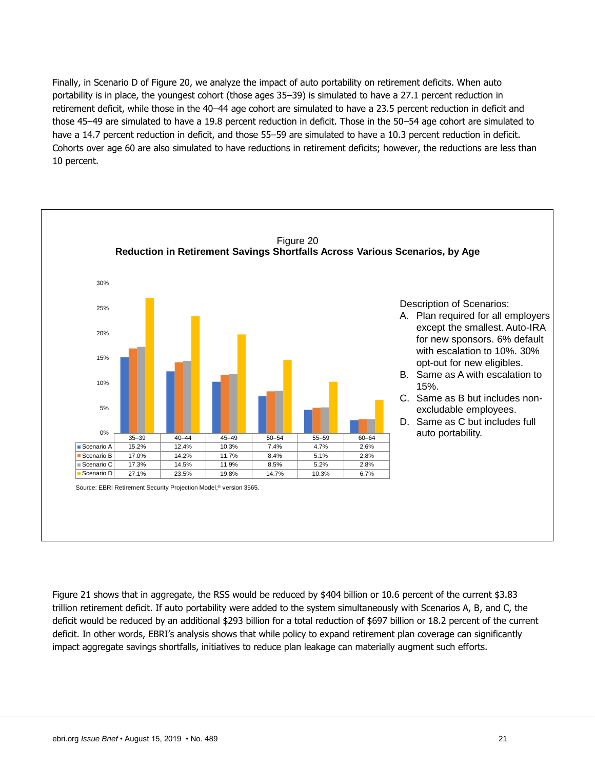Finally, in Scenario D of Figure 20, we analyze the impact of auto portability on retirement deficits. When auto portability is in place, the youngest cohort (those ages 35–39) is simulated to have a 27.1 percent reduction in retirement deficit, while those in the 40–44 age cohort are simulated to have a 23.5 percent reduction in deficit and those 45–49 are simulated to have a 19.8 percent reduction in deficit. Those in the 50–54 age cohort are simulated to have a 14.7 percent reduction in deficit, and those 55–59 are simulated to have a 10.3 percent reduction in deficit. Cohorts over age 60 are also simulated to have reductions in retirement deficits; however, the reductions are less than 10 percent.

Figure 20
**Reduction in Retirement Savings Shortfalls Across Various Scenarios, by Age**

| | 35–39 | 40–44 | 45–49 | 50–54 | 55–59 | 60–64 |
|---|---|---|---|---|---|---|
| Scenario A | 15.2% | 12.4% | 10.3% | 7.4% | 4.7% | 2.6% |
| Scenario B | 17.0% | 14.2% | 11.7% | 8.4% | 5.1% | 2.8% |
| Scenario C | 17.3% | 14.5% | 11.9% | 8.5% | 5.2% | 2.8% |
| Scenario D | 27.1% | 23.5% | 19.8% | 14.7% | 10.3% | 6.7% |

Description of Scenarios:

A. Plan required for all employers except the smallest. Auto-IRA for new sponsors. 6% default with escalation to 10%. 30% opt-out for new eligibles.
B. Same as A with escalation to 15%.
C. Same as B but includes non-excludable employees.
D. Same as C but includes full auto portability.

Source: EBRI Retirement Security Projection Model,® version 3565.

Figure 21 shows that in aggregate, the RSS would be reduced by $404 billion or 10.6 percent of the current $3.83 trillion retirement deficit. If auto portability were added to the system simultaneously with Scenarios A, B, and C, the deficit would be reduced by an additional $293 billion for a total reduction of $697 billion or 18.2 percent of the current deficit. In other words, EBRI's analysis shows that while policy to expand retirement plan coverage can significantly impact aggregate savings shortfalls, initiatives to reduce plan leakage can materially augment such efforts.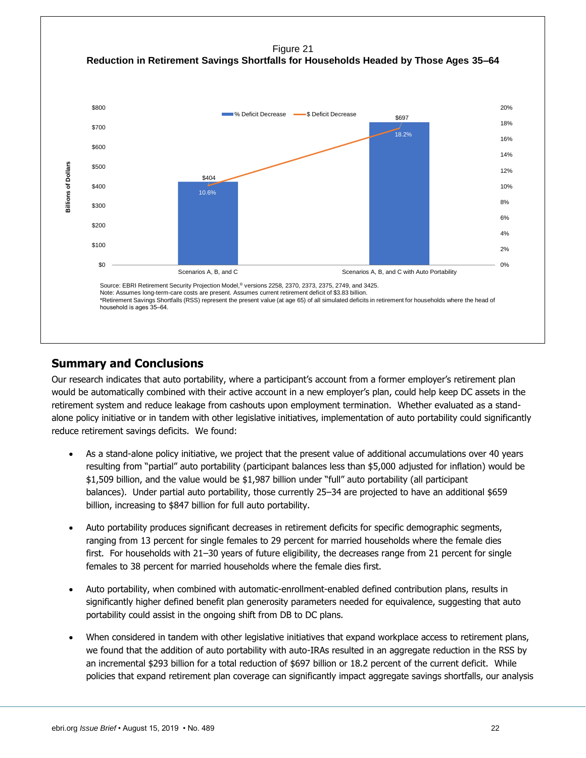Figure 21
**Reduction in Retirement Savings Shortfalls for Households Headed by Those Ages 35–64**

| | $ Deficit Decrease (Billions of Dollars) | % Deficit Decrease |
|---|---|---|
| Scenarios A, B, and C | $404 | 10.6% |
| Scenarios A, B, and C with Auto Portability | $697 | 18.2% |

Source: EBRI Retirement Security Projection Model,® versions 2258, 2370, 2373, 2375, 2749, and 3425.
Note: Assumes long-term-care costs are present. Assumes current retirement deficit of $3.83 billion.
*Retirement Savings Shortfalls (RSS) represent the present value (at age 65) of all simulated deficits in retirement for households where the head of household is ages 35–64.

## Summary and Conclusions

Our research indicates that auto portability, where a participant's account from a former employer's retirement plan would be automatically combined with their active account in a new employer's plan, could help keep DC assets in the retirement system and reduce leakage from cashouts upon employment termination. Whether evaluated as a stand-alone policy initiative or in tandem with other legislative initiatives, implementation of auto portability could significantly reduce retirement savings deficits. We found:

- As a stand-alone policy initiative, we project that the present value of additional accumulations over 40 years resulting from "partial" auto portability (participant balances less than $5,000 adjusted for inflation) would be $1,509 billion, and the value would be $1,987 billion under "full" auto portability (all participant balances). Under partial auto portability, those currently 25–34 are projected to have an additional $659 billion, increasing to $847 billion for full auto portability.

- Auto portability produces significant decreases in retirement deficits for specific demographic segments, ranging from 13 percent for single females to 29 percent for married households where the female dies first. For households with 21–30 years of future eligibility, the decreases range from 21 percent for single females to 38 percent for married households where the female dies first.

- Auto portability, when combined with automatic-enrollment-enabled defined contribution plans, results in significantly higher defined benefit plan generosity parameters needed for equivalence, suggesting that auto portability could assist in the ongoing shift from DB to DC plans.

- When considered in tandem with other legislative initiatives that expand workplace access to retirement plans, we found that the addition of auto portability with auto-IRAs resulted in an aggregate reduction in the RSS by an incremental $293 billion for a total reduction of $697 billion or 18.2 percent of the current deficit. While policies that expand retirement plan coverage can significantly impact aggregate savings shortfalls, our analysis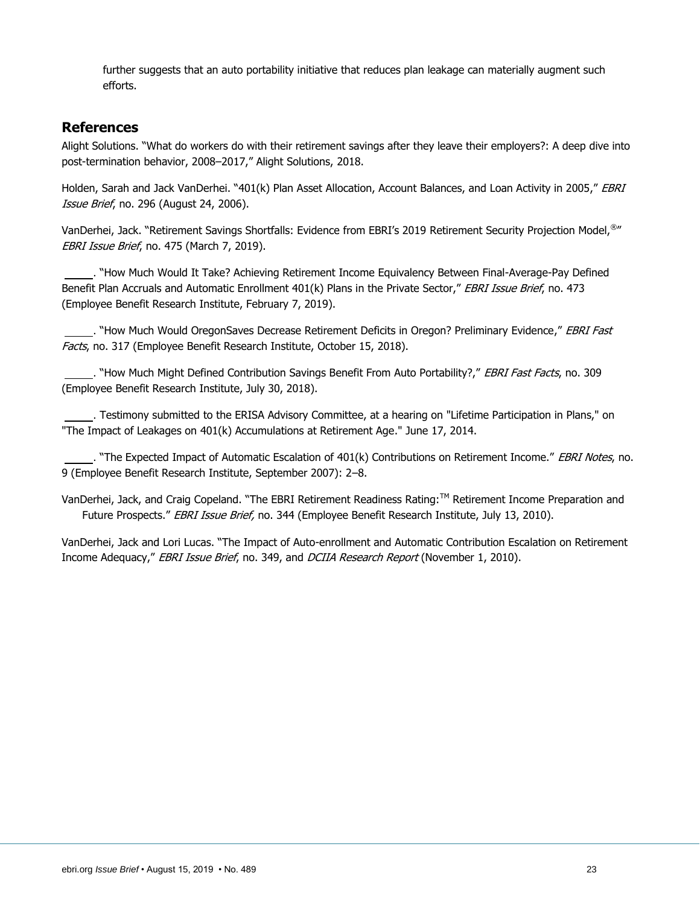further suggests that an auto portability initiative that reduces plan leakage can materially augment such efforts.

## References

Alight Solutions. "What do workers do with their retirement savings after they leave their employers?: A deep dive into post-termination behavior, 2008–2017," Alight Solutions, 2018.

Holden, Sarah and Jack VanDerhei. "401(k) Plan Asset Allocation, Account Balances, and Loan Activity in 2005," *EBRI Issue Brief*, no. 296 (August 24, 2006).

VanDerhei, Jack. "Retirement Savings Shortfalls: Evidence from EBRI's 2019 Retirement Security Projection Model,®" *EBRI Issue Brief*, no. 475 (March 7, 2019).

_____. "How Much Would It Take? Achieving Retirement Income Equivalency Between Final-Average-Pay Defined Benefit Plan Accruals and Automatic Enrollment 401(k) Plans in the Private Sector," *EBRI Issue Brief*, no. 473 (Employee Benefit Research Institute, February 7, 2019).

_____. "How Much Would OregonSaves Decrease Retirement Deficits in Oregon? Preliminary Evidence," *EBRI Fast Facts*, no. 317 (Employee Benefit Research Institute, October 15, 2018).

_____. "How Much Might Defined Contribution Savings Benefit From Auto Portability?," *EBRI Fast Facts*, no. 309 (Employee Benefit Research Institute, July 30, 2018).

_____. Testimony submitted to the ERISA Advisory Committee, at a hearing on "Lifetime Participation in Plans," on "The Impact of Leakages on 401(k) Accumulations at Retirement Age." June 17, 2014.

_____. "The Expected Impact of Automatic Escalation of 401(k) Contributions on Retirement Income." *EBRI Notes*, no. 9 (Employee Benefit Research Institute, September 2007): 2–8.

VanDerhei, Jack, and Craig Copeland. "The EBRI Retirement Readiness Rating:™ Retirement Income Preparation and Future Prospects." *EBRI Issue Brief,* no. 344 (Employee Benefit Research Institute, July 13, 2010).

VanDerhei, Jack and Lori Lucas. "The Impact of Auto-enrollment and Automatic Contribution Escalation on Retirement Income Adequacy," *EBRI Issue Brief*, no. 349, and *DCIIA Research Report* (November 1, 2010).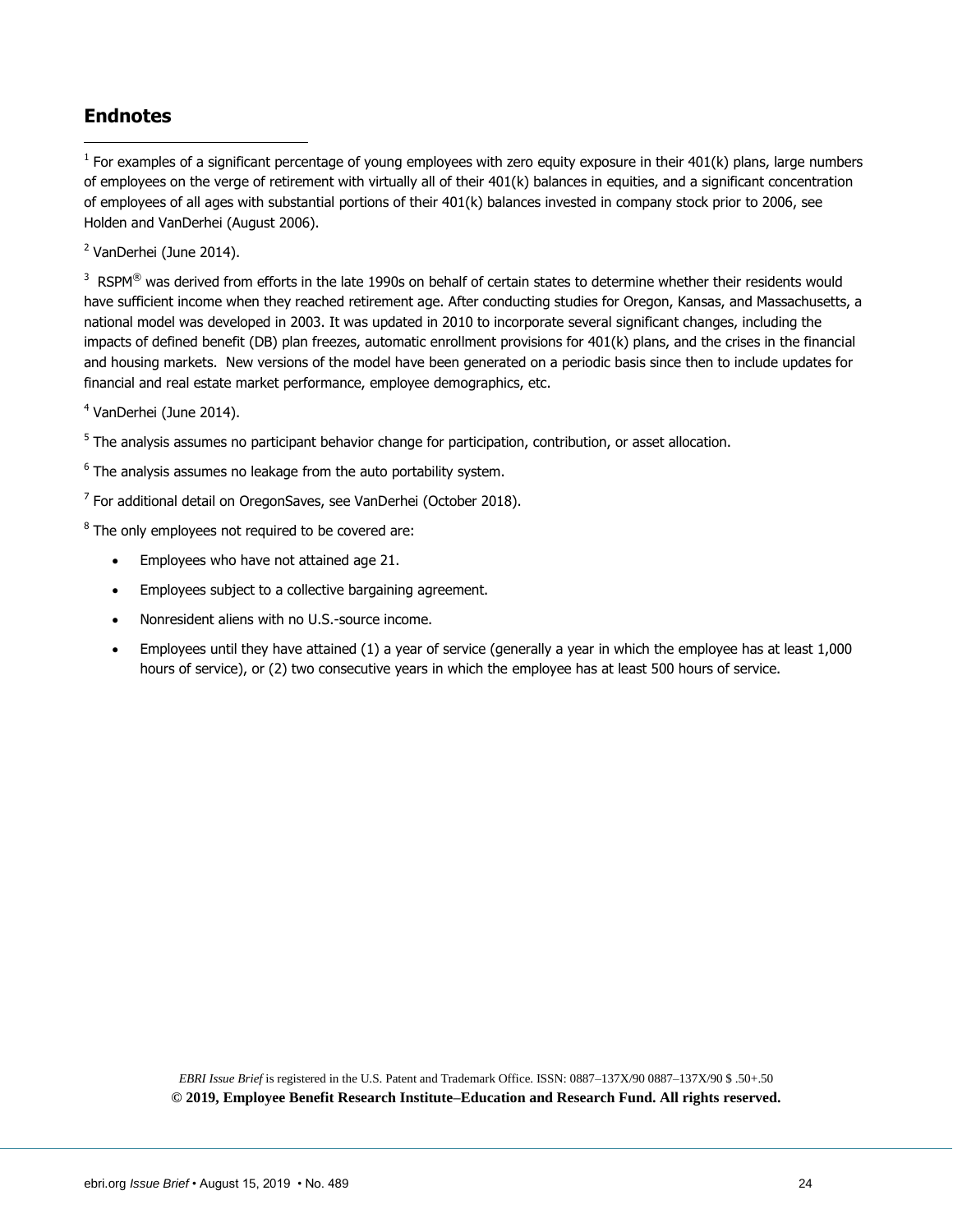## Endnotes

[1] For examples of a significant percentage of young employees with zero equity exposure in their 401(k) plans, large numbers of employees on the verge of retirement with virtually all of their 401(k) balances in equities, and a significant concentration of employees of all ages with substantial portions of their 401(k) balances invested in company stock prior to 2006, see Holden and VanDerhei (August 2006).

[2] VanDerhei (June 2014).

[3] RSPM® was derived from efforts in the late 1990s on behalf of certain states to determine whether their residents would have sufficient income when they reached retirement age. After conducting studies for Oregon, Kansas, and Massachusetts, a national model was developed in 2003. It was updated in 2010 to incorporate several significant changes, including the impacts of defined benefit (DB) plan freezes, automatic enrollment provisions for 401(k) plans, and the crises in the financial and housing markets. New versions of the model have been generated on a periodic basis since then to include updates for financial and real estate market performance, employee demographics, etc.

[4] VanDerhei (June 2014).

[5] The analysis assumes no participant behavior change for participation, contribution, or asset allocation.

[6] The analysis assumes no leakage from the auto portability system.

[7] For additional detail on OregonSaves, see VanDerhei (October 2018).

[8] The only employees not required to be covered are:

- Employees who have not attained age 21.
- Employees subject to a collective bargaining agreement.
- Nonresident aliens with no U.S.-source income.
- Employees until they have attained (1) a year of service (generally a year in which the employee has at least 1,000 hours of service), or (2) two consecutive years in which the employee has at least 500 hours of service.

*EBRI Issue Brief* is registered in the U.S. Patent and Trademark Office. ISSN: 0887–137X/90 0887–137X/90 $ .50+.50

**© 2019, Employee Benefit Research Institute–Education and Research Fund. All rights reserved.**